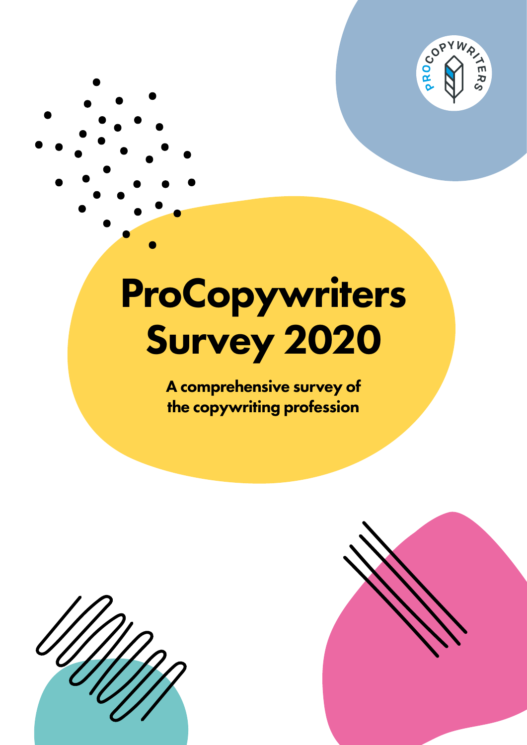# ProCopywriters Survey 2020

**A comprehensive survey of the copywriting profession**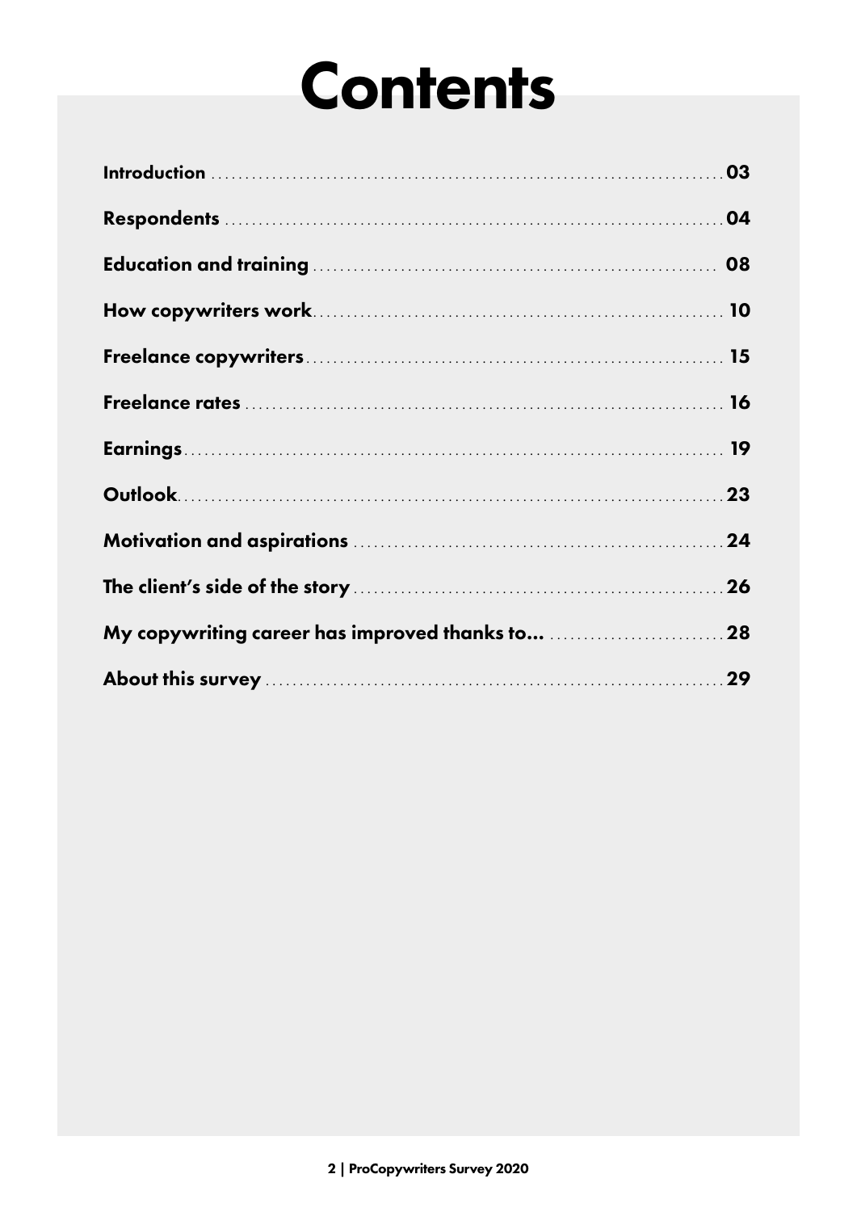# Contents

| | |
|---|---|
| Introduction | 03 |
| Respondents | 04 |
| Education and training | 08 |
| How copywriters work | 10 |
| Freelance copywriters | 15 |
| Freelance rates | 16 |
| Earnings | 19 |
| Outlook | 23 |
| Motivation and aspirations | 24 |
| The client's side of the story | 26 |
| My copywriting career has improved thanks to... | 28 |
| About this survey | 29 |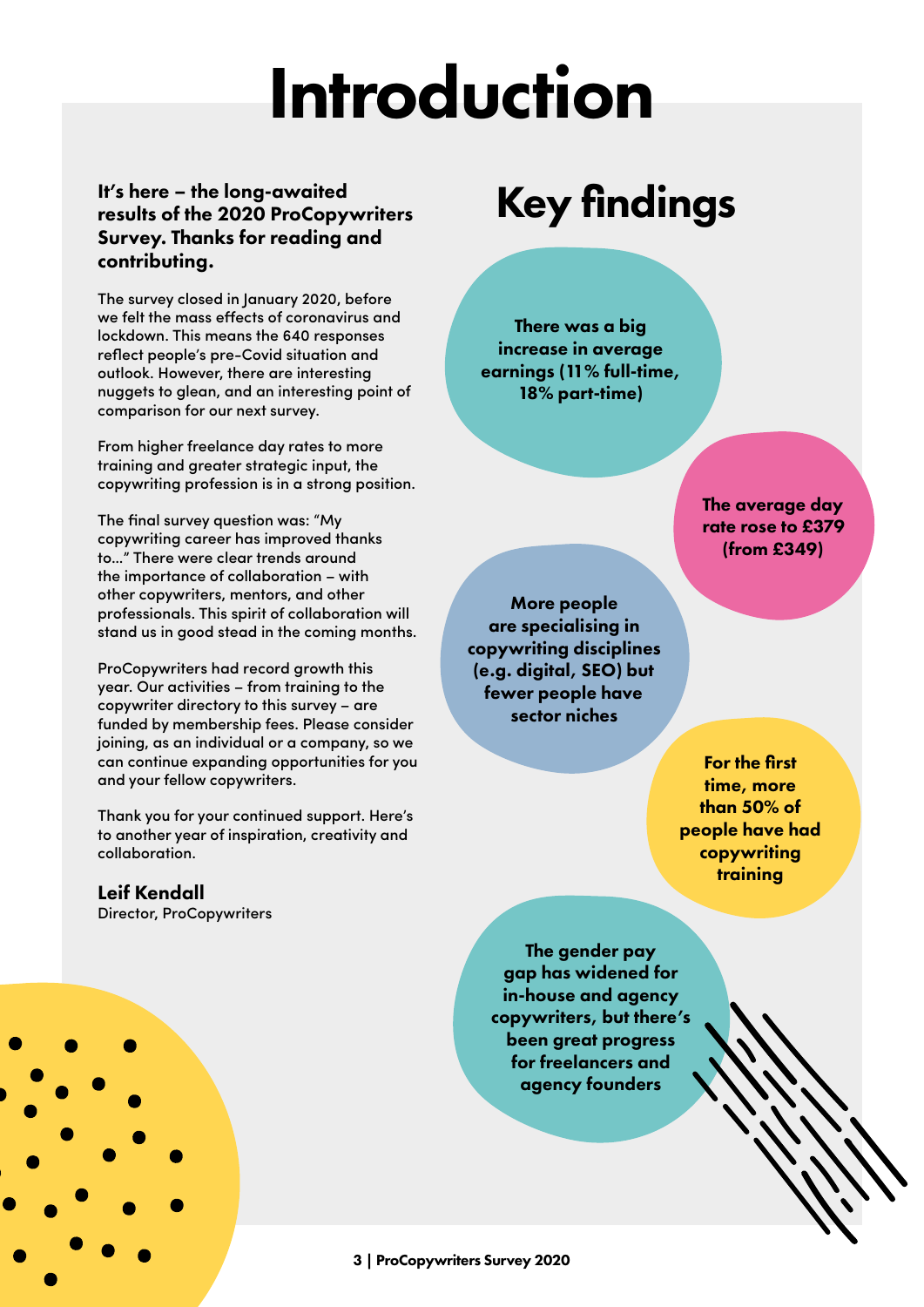# Introduction

**It's here – the long-awaited results of the 2020 ProCopywriters Survey. Thanks for reading and contributing.**

The survey closed in January 2020, before we felt the mass effects of coronavirus and lockdown. This means the 640 responses reflect people's pre-Covid situation and outlook. However, there are interesting nuggets to glean, and an interesting point of comparison for our next survey.

From higher freelance day rates to more training and greater strategic input, the copywriting profession is in a strong position.

The final survey question was: "My copywriting career has improved thanks to…" There were clear trends around the importance of collaboration – with other copywriters, mentors, and other professionals. This spirit of collaboration will stand us in good stead in the coming months.

ProCopywriters had record growth this year. Our activities – from training to the copywriter directory to this survey – are funded by membership fees. Please consider joining, as an individual or a company, so we can continue expanding opportunities for you and your fellow copywriters.

Thank you for your continued support. Here's to another year of inspiration, creativity and collaboration.

**Leif Kendall**
Director, ProCopywriters

## Key findings

- **There was a big increase in average earnings (11% full-time, 18% part-time)**
- **The average day rate rose to £379 (from £349)**
- **More people are specialising in copywriting disciplines (e.g. digital, SEO) but fewer people have sector niches**
- **For the first time, more than 50% of people have had copywriting training**
- **The gender pay gap has widened for in-house and agency copywriters, but there's been great progress for freelancers and agency founders**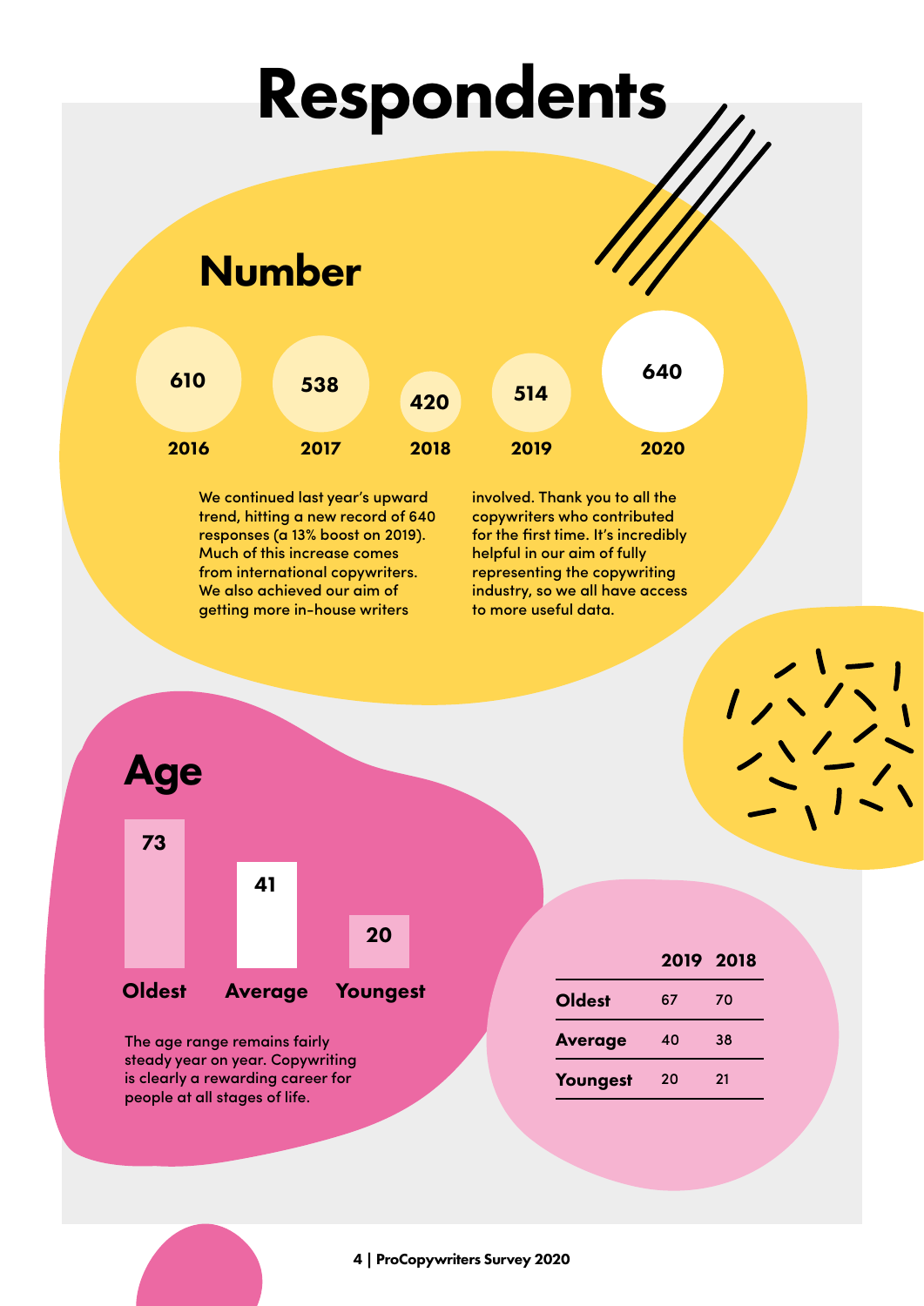# Respondents

## Number

| 2016 | 2017 | 2018 | 2019 | 2020 |
|---|---|---|---|---|
| 610 | 538 | 420 | 514 | 640 |

We continued last year's upward trend, hitting a new record of 640 responses (a 13% boost on 2019). Much of this increase comes from international copywriters. We also achieved our aim of getting more in-house writers involved. Thank you to all the copywriters who contributed for the first time. It's incredibly helpful in our aim of fully representing the copywriting industry, so we all have access to more useful data.

## Age

| Oldest | Average | Youngest |
|---|---|---|
| 73 | 41 | 20 |

The age range remains fairly steady year on year. Copywriting is clearly a rewarding career for people at all stages of life.

| | 2019 | 2018 |
|---|---|---|
| **Oldest** | 67 | 70 |
| **Average** | 40 | 38 |
| **Youngest** | 20 | 21 |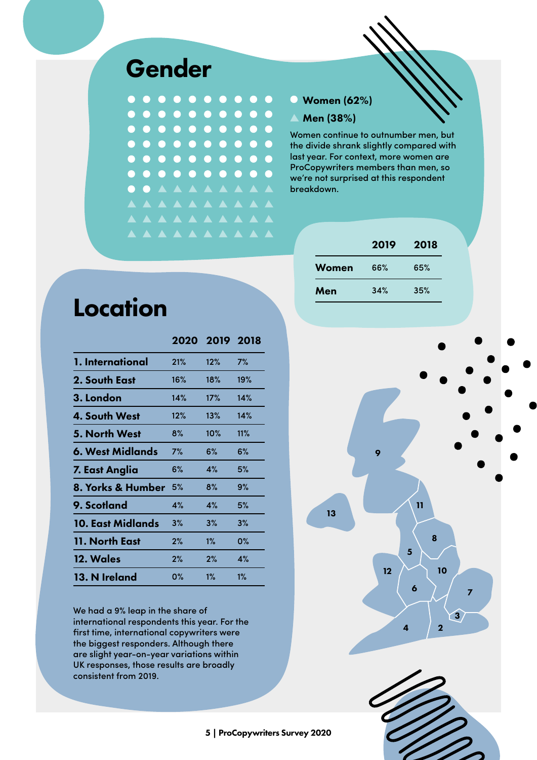# Gender

- Women (62%)
- Men (38%)

Women continue to outnumber men, but the divide shrank slightly compared with last year. For context, more women are ProCopywriters members than men, so we're not surprised at this respondent breakdown.

| | 2019 | 2018 |
|---|---|---|
| Women | 66% | 65% |
| Men | 34% | 35% |

# Location

| | 2020 | 2019 | 2018 |
|---|---|---|---|
| 1. International | 21% | 12% | 7% |
| 2. South East | 16% | 18% | 19% |
| 3. London | 14% | 17% | 14% |
| 4. South West | 12% | 13% | 14% |
| 5. North West | 8% | 10% | 11% |
| 6. West Midlands | 7% | 6% | 6% |
| 7. East Anglia | 6% | 4% | 5% |
| 8. Yorks & Humber | 5% | 8% | 9% |
| 9. Scotland | 4% | 4% | 5% |
| 10. East Midlands | 3% | 3% | 3% |
| 11. North East | 2% | 1% | 0% |
| 12. Wales | 2% | 2% | 4% |
| 13. N Ireland | 0% | 1% | 1% |

We had a 9% leap in the share of international respondents this year. For the first time, international copywriters were the biggest responders. Although there are slight year-on-year variations within UK responses, those results are broadly consistent from 2019.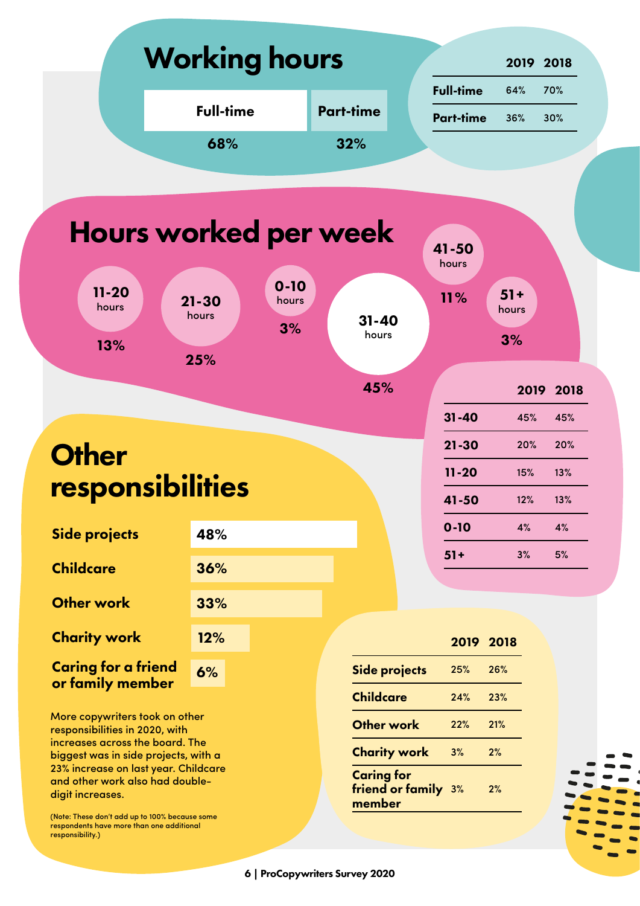## Working hours

| Full-time | Part-time |
|---|---|
| 68% | 32% |

| | 2019 | 2018 |
|---|---|---|
| Full-time | 64% | 70% |
| Part-time | 36% | 30% |

## Hours worked per week

| Hours | % |
|---|---|
| 11-20 hours | 13% |
| 21-30 hours | 25% |
| 0-10 hours | 3% |
| 31-40 hours | 45% |
| 41-50 hours | 11% |
| 51+ hours | 3% |

| | 2019 | 2018 |
|---|---|---|
| 31-40 | 45% | 45% |
| 21-30 | 20% | 20% |
| 11-20 | 15% | 13% |
| 41-50 | 12% | 13% |
| 0-10 | 4% | 4% |
| 51+ | 3% | 5% |

## Other responsibilities

| Responsibility | % |
|---|---|
| Side projects | 48% |
| Childcare | 36% |
| Other work | 33% |
| Charity work | 12% |
| Caring for a friend or family member | 6% |

More copywriters took on other responsibilities in 2020, with increases across the board. The biggest was in side projects, with a 23% increase on last year. Childcare and other work also had double-digit increases.

(Note: These don't add up to 100% because some respondents have more than one additional responsibility.)

| | 2019 | 2018 |
|---|---|---|
| Side projects | 25% | 26% |
| Childcare | 24% | 23% |
| Other work | 22% | 21% |
| Charity work | 3% | 2% |
| Caring for friend or family member | 3% | 2% |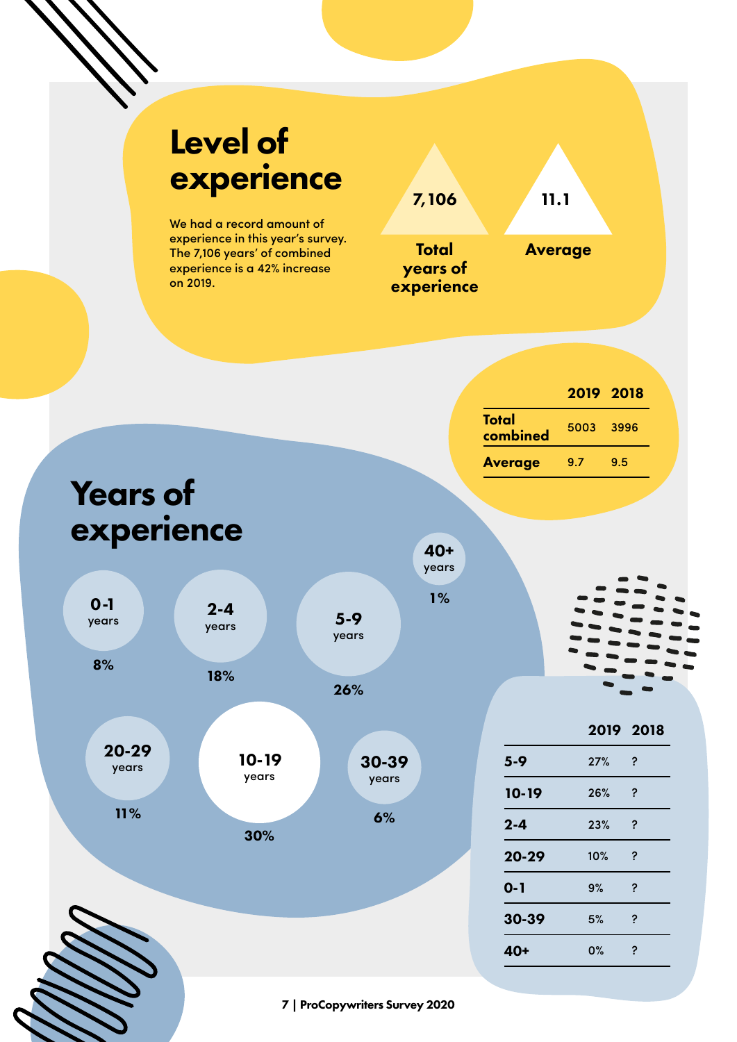# Level of experience

We had a record amount of experience in this year's survey. The 7,106 years' of combined experience is a 42% increase on 2019.

**7,106** Total years of experience

**11.1** Average

| | 2019 | 2018 |
|---|---|---|
| **Total combined** | 5003 | 3996 |
| **Average** | 9.7 | 9.5 |

# Years of experience

- **0-1** years: 8%
- **2-4** years: 18%
- **5-9** years: 26%
- **40+** years: 1%
- **20-29** years: 11%
- **10-19** years: 30%
- **30-39** years: 6%

| | 2019 | 2018 |
|---|---|---|
| **5-9** | 27% | ? |
| **10-19** | 26% | ? |
| **2-4** | 23% | ? |
| **20-29** | 10% | ? |
| **0-1** | 9% | ? |
| **30-39** | 5% | ? |
| **40+** | 0% | ? |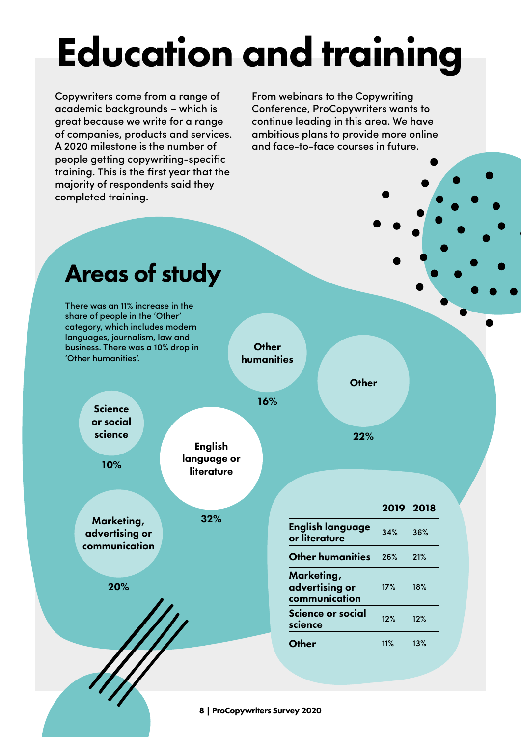# Education and training

Copywriters come from a range of academic backgrounds – which is great because we write for a range of companies, products and services. A 2020 milestone is the number of people getting copywriting-specific training. This is the first year that the majority of respondents said they completed training.

From webinars to the Copywriting Conference, ProCopywriters wants to continue leading in this area. We have ambitious plans to provide more online and face-to-face courses in future.

## Areas of study

There was an 11% increase in the share of people in the 'Other' category, which includes modern languages, journalism, law and business. There was a 10% drop in 'Other humanities'.

- **Other humanities** 16%
- **Other** 22%
- **Science or social science** 10%
- **English language or literature** 32%
- **Marketing, advertising or communication** 20%

| | 2019 | 2018 |
|---|---|---|
| **English language or literature** | 34% | 36% |
| **Other humanities** | 26% | 21% |
| **Marketing, advertising or communication** | 17% | 18% |
| **Science or social science** | 12% | 12% |
| **Other** | 11% | 13% |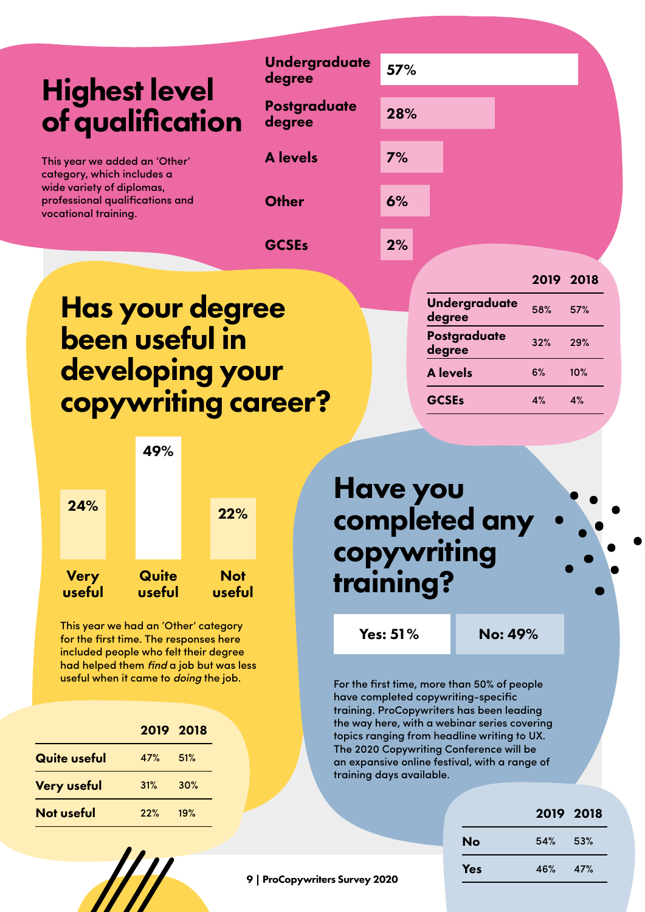# Highest level of qualification

This year we added an 'Other' category, which includes a wide variety of diplomas, professional qualifications and vocational training.

| Qualification | % |
|---|---|
| Undergraduate degree | 57% |
| Postgraduate degree | 28% |
| A levels | 7% |
| Other | 6% |
| GCSEs | 2% |

| | 2019 | 2018 |
|---|---|---|
| Undergraduate degree | 58% | 57% |
| Postgraduate degree | 32% | 29% |
| A levels | 6% | 10% |
| GCSEs | 4% | 4% |

# Has your degree been useful in developing your copywriting career?

| Very useful | Quite useful | Not useful |
|---|---|---|
| 24% | 49% | 22% |

This year we had an 'Other' category for the first time. The responses here included people who felt their degree had helped them *find* a job but was less useful when it came to *doing* the job.

| | 2019 | 2018 |
|---|---|---|
| Quite useful | 47% | 51% |
| Very useful | 31% | 30% |
| Not useful | 22% | 19% |

# Have you completed any copywriting training?

**Yes: 51%** | **No: 49%**

For the first time, more than 50% of people have completed copywriting-specific training. ProCopywriters has been leading the way here, with a webinar series covering topics ranging from headline writing to UX. The 2020 Copywriting Conference will be an expansive online festival, with a range of training days available.

| | 2019 | 2018 |
|---|---|---|
| No | 54% | 53% |
| Yes | 46% | 47% |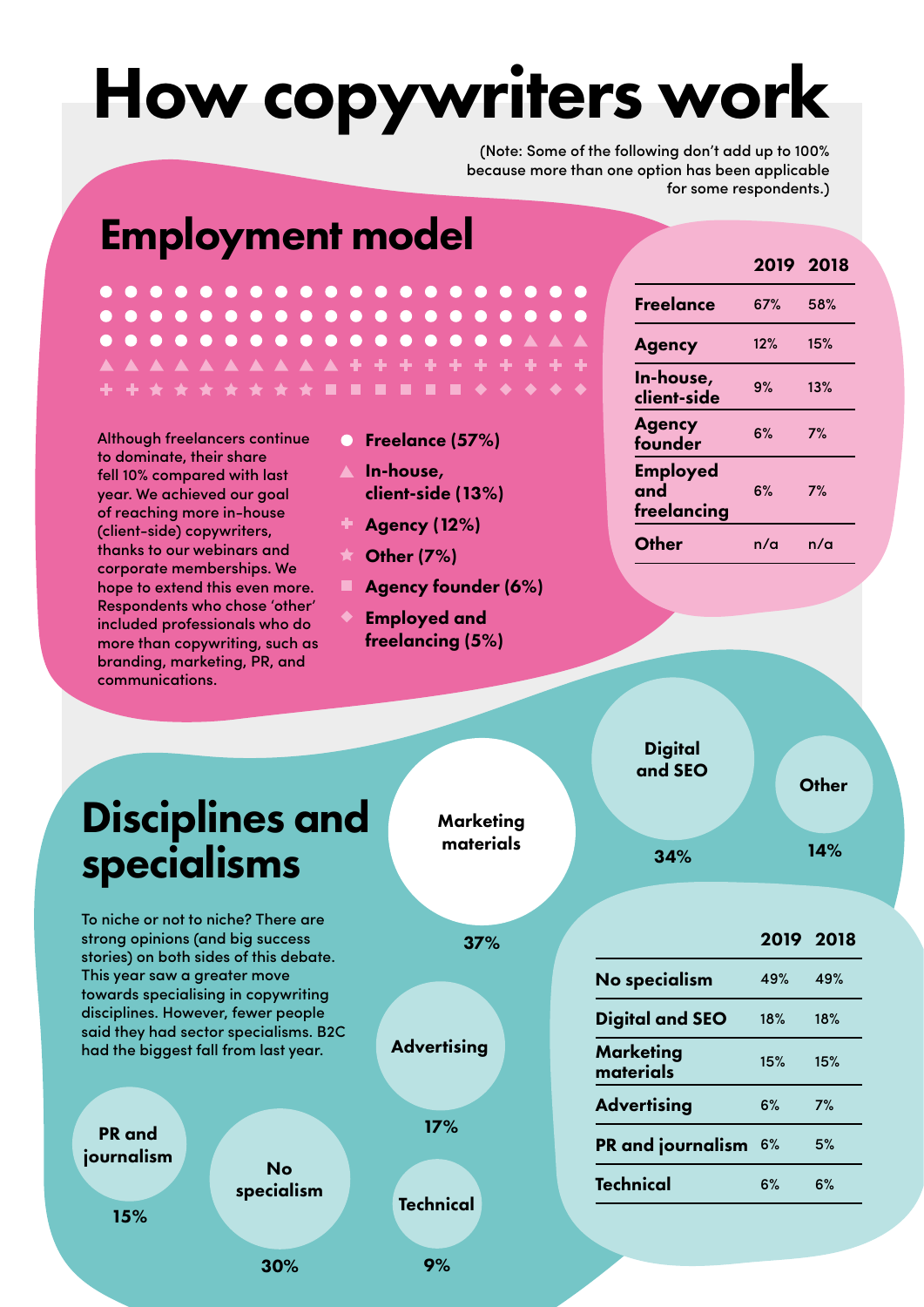# How copywriters work

(Note: Some of the following don't add up to 100% because more than one option has been applicable for some respondents.)

## Employment model

Although freelancers continue to dominate, their share fell 10% compared with last year. We achieved our goal of reaching more in-house (client-side) copywriters, thanks to our webinars and corporate memberships. We hope to extend this even more. Respondents who chose 'other' included professionals who do more than copywriting, such as branding, marketing, PR, and communications.

- ● **Freelance (57%)**
- ▲ **In-house, client-side (13%)**
- ✚ **Agency (12%)**
- ★ **Other (7%)**
- ■ **Agency founder (6%)**
- ◆ **Employed and freelancing (5%)**

| | 2019 | 2018 |
|---|---|---|
| Freelance | 67% | 58% |
| Agency | 12% | 15% |
| In-house, client-side | 9% | 13% |
| Agency founder | 6% | 7% |
| Employed and freelancing | 6% | 7% |
| Other | n/a | n/a |

## Disciplines and specialisms

To niche or not to niche? There are strong opinions (and big success stories) on both sides of this debate. This year saw a greater move towards specialising in copywriting disciplines. However, fewer people said they had sector specialisms. B2C had the biggest fall from last year.

- Marketing materials: 37%
- Digital and SEO: 34%
- Other: 14%
- Advertising: 17%
- PR and journalism: 15%
- No specialism: 30%
- Technical: 9%

| | 2019 | 2018 |
|---|---|---|
| No specialism | 49% | 49% |
| Digital and SEO | 18% | 18% |
| Marketing materials | 15% | 15% |
| Advertising | 6% | 7% |
| PR and journalism | 6% | 5% |
| Technical | 6% | 6% |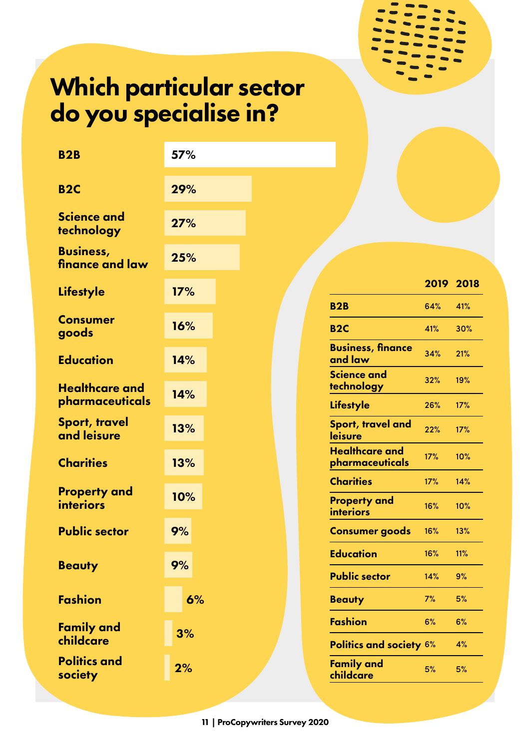# Which particular sector do you specialise in?

| Sector | % |
|---|---|
| B2B | 57% |
| B2C | 29% |
| Science and technology | 27% |
| Business, finance and law | 25% |
| Lifestyle | 17% |
| Consumer goods | 16% |
| Education | 14% |
| Healthcare and pharmaceuticals | 14% |
| Sport, travel and leisure | 13% |
| Charities | 13% |
| Property and interiors | 10% |
| Public sector | 9% |
| Beauty | 9% |
| Fashion | 6% |
| Family and childcare | 3% |
| Politics and society | 2% |

| | 2019 | 2018 |
|---|---|---|
| B2B | 64% | 41% |
| B2C | 41% | 30% |
| Business, finance and law | 34% | 21% |
| Science and technology | 32% | 19% |
| Lifestyle | 26% | 17% |
| Sport, travel and leisure | 22% | 17% |
| Healthcare and pharmaceuticals | 17% | 10% |
| Charities | 17% | 14% |
| Property and interiors | 16% | 10% |
| Consumer goods | 16% | 13% |
| Education | 16% | 11% |
| Public sector | 14% | 9% |
| Beauty | 7% | 5% |
| Fashion | 6% | 6% |
| Politics and society | 6% | 4% |
| Family and childcare | 5% | 5% |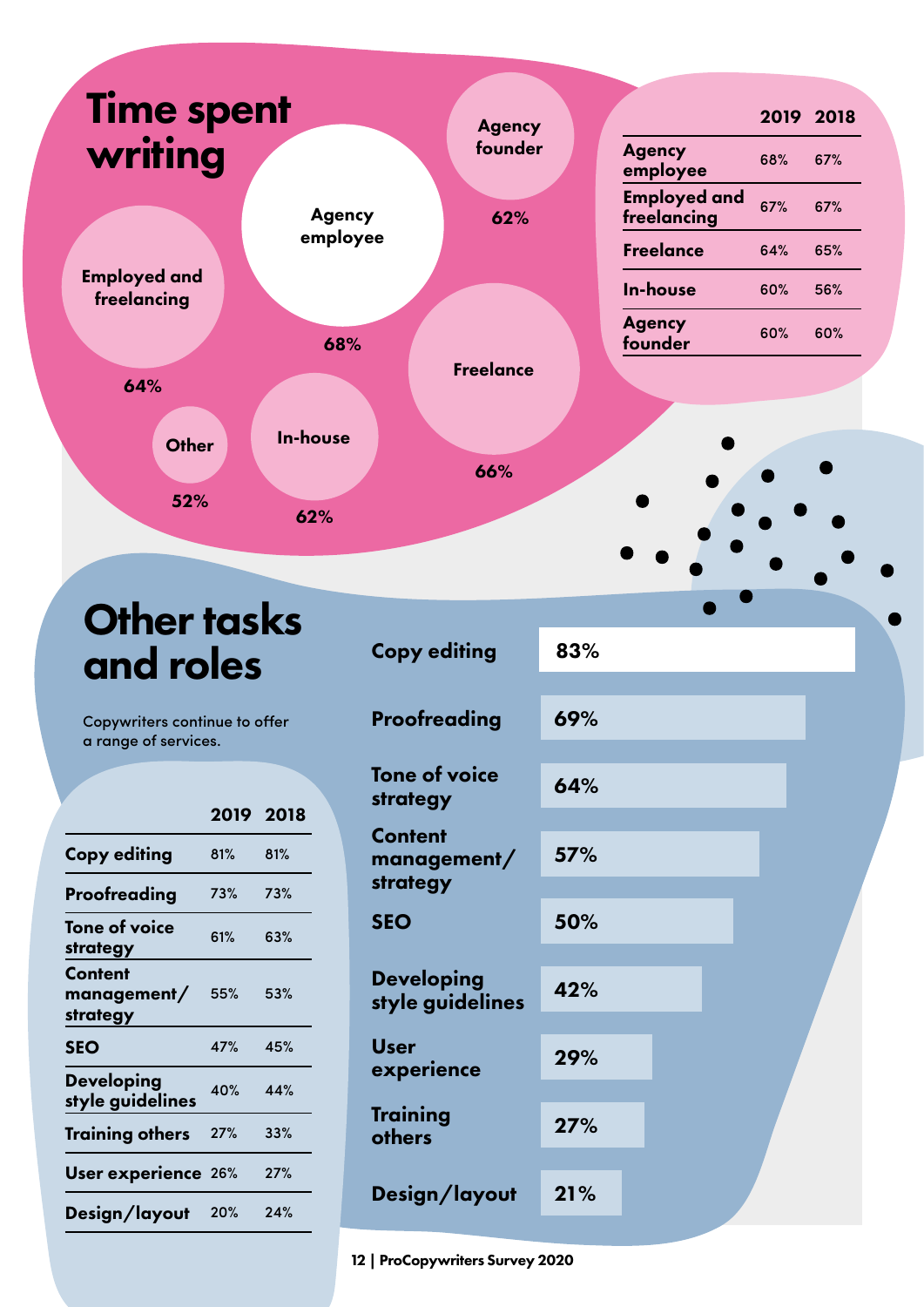# Time spent writing

Agency employee 68%

Agency founder 62%

Employed and freelancing 64%

Freelance 66%

In-house 62%

Other 52%

| | 2019 | 2018 |
|---|---|---|
| Agency employee | 68% | 67% |
| Employed and freelancing | 67% | 67% |
| Freelance | 64% | 65% |
| In-house | 60% | 56% |
| Agency founder | 60% | 60% |

# Other tasks and roles

Copywriters continue to offer a range of services.

| | 2019 | 2018 |
|---|---|---|
| Copy editing | 81% | 81% |
| Proofreading | 73% | 73% |
| Tone of voice strategy | 61% | 63% |
| Content management/ strategy | 55% | 53% |
| SEO | 47% | 45% |
| Developing style guidelines | 40% | 44% |
| Training others | 27% | 33% |
| User experience | 26% | 27% |
| Design/layout | 20% | 24% |

| Task | % |
|---|---|
| Copy editing | 83% |
| Proofreading | 69% |
| Tone of voice strategy | 64% |
| Content management/ strategy | 57% |
| SEO | 50% |
| Developing style guidelines | 42% |
| User experience | 29% |
| Training others | 27% |
| Design/layout | 21% |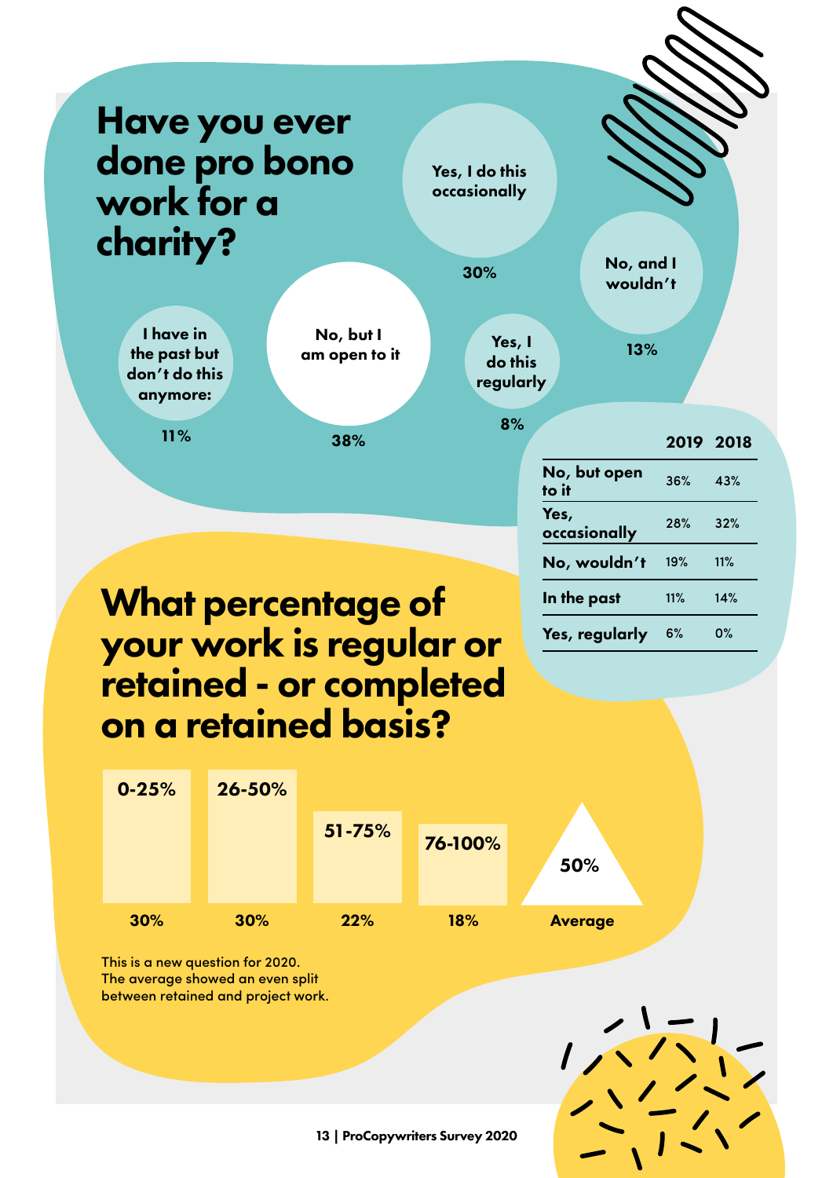# Have you ever done pro bono work for a charity?

- Yes, I do this occasionally: 30%
- No, and I wouldn't: 13%
- I have in the past but don't do this anymore: 11%
- No, but I am open to it: 38%
- Yes, I do this regularly: 8%

| | 2019 | 2018 |
|---|---|---|
| No, but open to it | 36% | 43% |
| Yes, occasionally | 28% | 32% |
| No, wouldn't | 19% | 11% |
| In the past | 11% | 14% |
| Yes, regularly | 6% | 0% |

# What percentage of your work is regular or retained - or completed on a retained basis?

| 0-25% | 26-50% | 51-75% | 76-100% | Average |
|---|---|---|---|---|
| 30% | 30% | 22% | 18% | 50% |

This is a new question for 2020. The average showed an even split between retained and project work.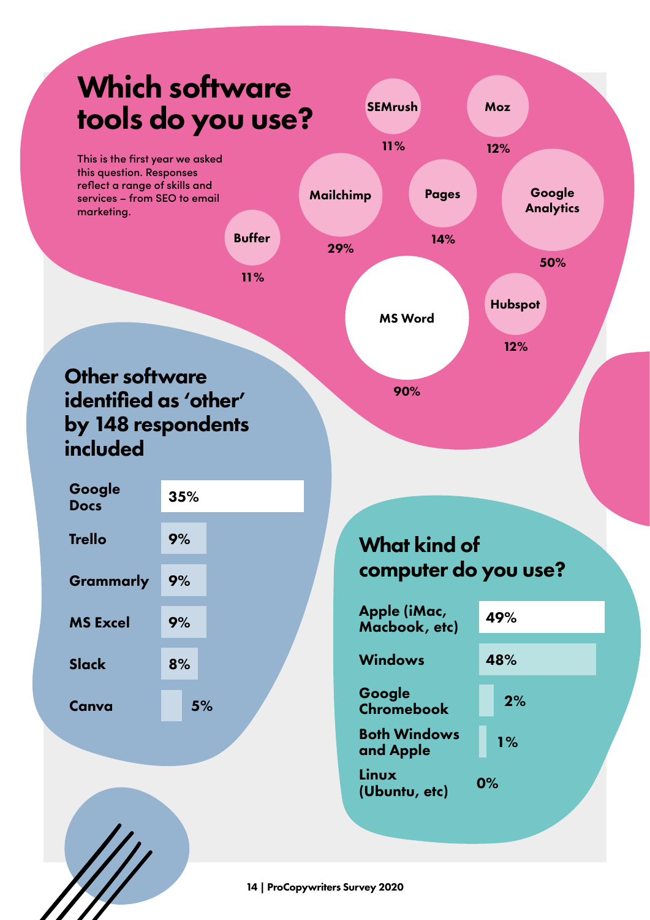## Which software tools do you use?

This is the first year we asked this question. Responses reflect a range of skills and services – from SEO to email marketing.

| Tool | % |
|---|---|
| SEMrush | 11% |
| Moz | 12% |
| Mailchimp | 29% |
| Pages | 14% |
| Google Analytics | 50% |
| Buffer | 11% |
| MS Word | 90% |
| Hubspot | 12% |

## Other software identified as 'other' by 148 respondents included

| Software | % |
|---|---|
| Google Docs | 35% |
| Trello | 9% |
| Grammarly | 9% |
| MS Excel | 9% |
| Slack | 8% |
| Canva | 5% |

## What kind of computer do you use?

| Computer | % |
|---|---|
| Apple (iMac, Macbook, etc) | 49% |
| Windows | 48% |
| Google Chromebook | 2% |
| Both Windows and Apple | 1% |
| Linux (Ubuntu, etc) | 0% |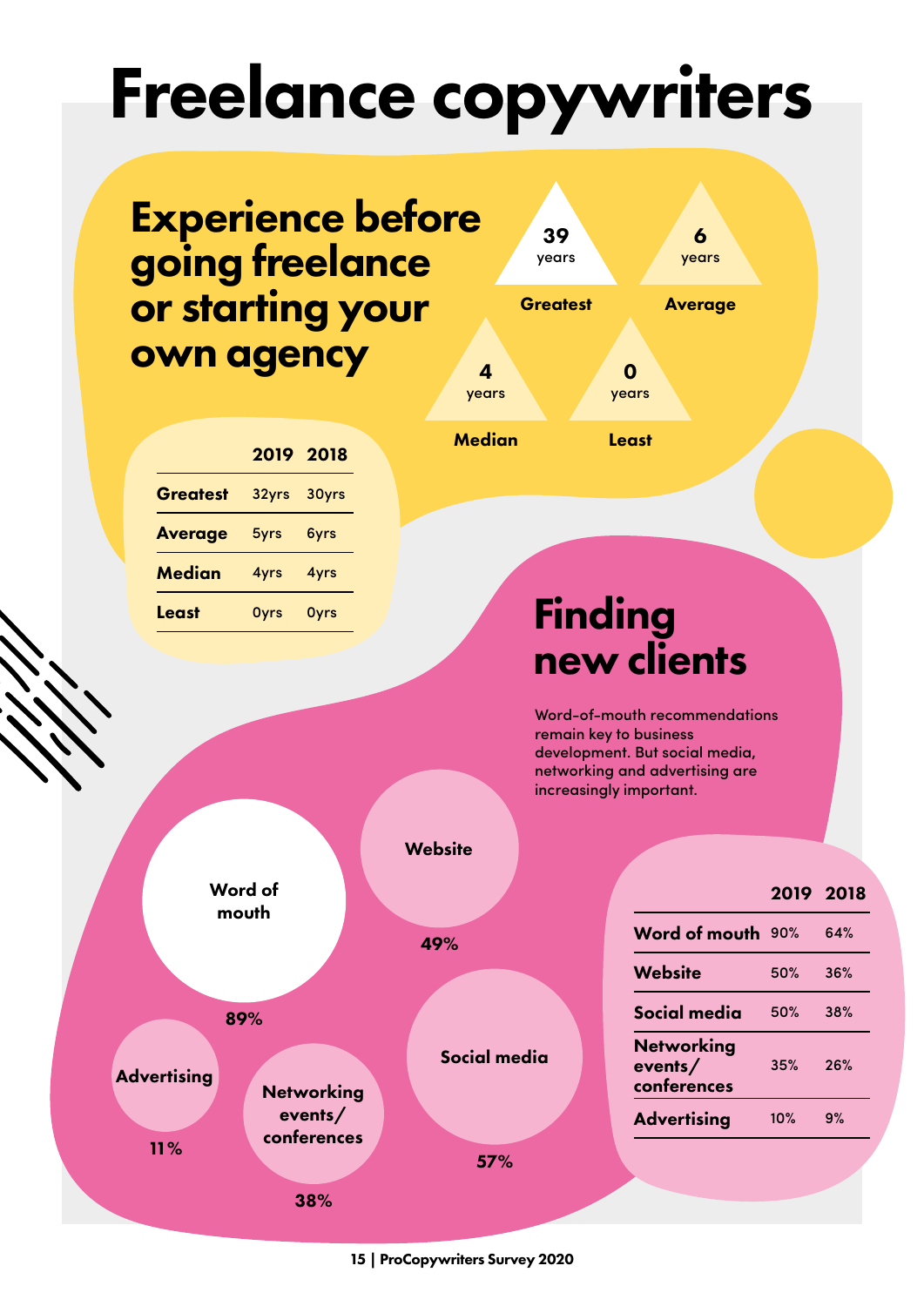# Freelance copywriters

## Experience before going freelance or starting your own agency

**39** years — Greatest

**6** years — Average

**4** years — Median

**0** years — Least

| | 2019 | 2018 |
|---|---|---|
| **Greatest** | 32yrs | 30yrs |
| **Average** | 5yrs | 6yrs |
| **Median** | 4yrs | 4yrs |
| **Least** | 0yrs | 0yrs |

## Finding new clients

Word-of-mouth recommendations remain key to business development. But social media, networking and advertising are increasingly important.

**Word of mouth** 89%

**Website** 49%

**Social media** 57%

**Networking events/ conferences** 38%

**Advertising** 11%

| | 2019 | 2018 |
|---|---|---|
| **Word of mouth** | 90% | 64% |
| **Website** | 50% | 36% |
| **Social media** | 50% | 38% |
| **Networking events/ conferences** | 35% | 26% |
| **Advertising** | 10% | 9% |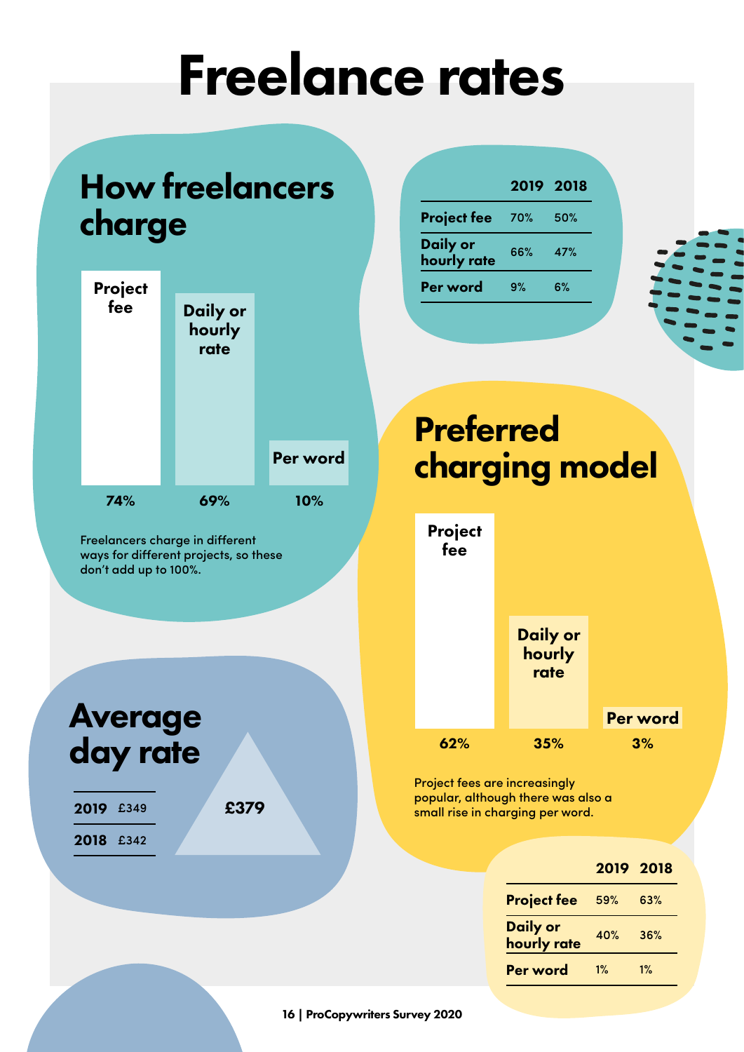# Freelance rates

## How freelancers charge

| Project fee | Daily or hourly rate | Per word |
|---|---|---|
| 74% | 69% | 10% |

Freelancers charge in different ways for different projects, so these don't add up to 100%.

| | 2019 | 2018 |
|---|---|---|
| Project fee | 70% | 50% |
| Daily or hourly rate | 66% | 47% |
| Per word | 9% | 6% |

## Preferred charging model

| Project fee | Daily or hourly rate | Per word |
|---|---|---|
| 62% | 35% | 3% |

Project fees are increasingly popular, although there was also a small rise in charging per word.

| | 2019 | 2018 |
|---|---|---|
| Project fee | 59% | 63% |
| Daily or hourly rate | 40% | 36% |
| Per word | 1% | 1% |

## Average day rate

**£379**

| | |
|---|---|
| 2019 | £349 |
| 2018 | £342 |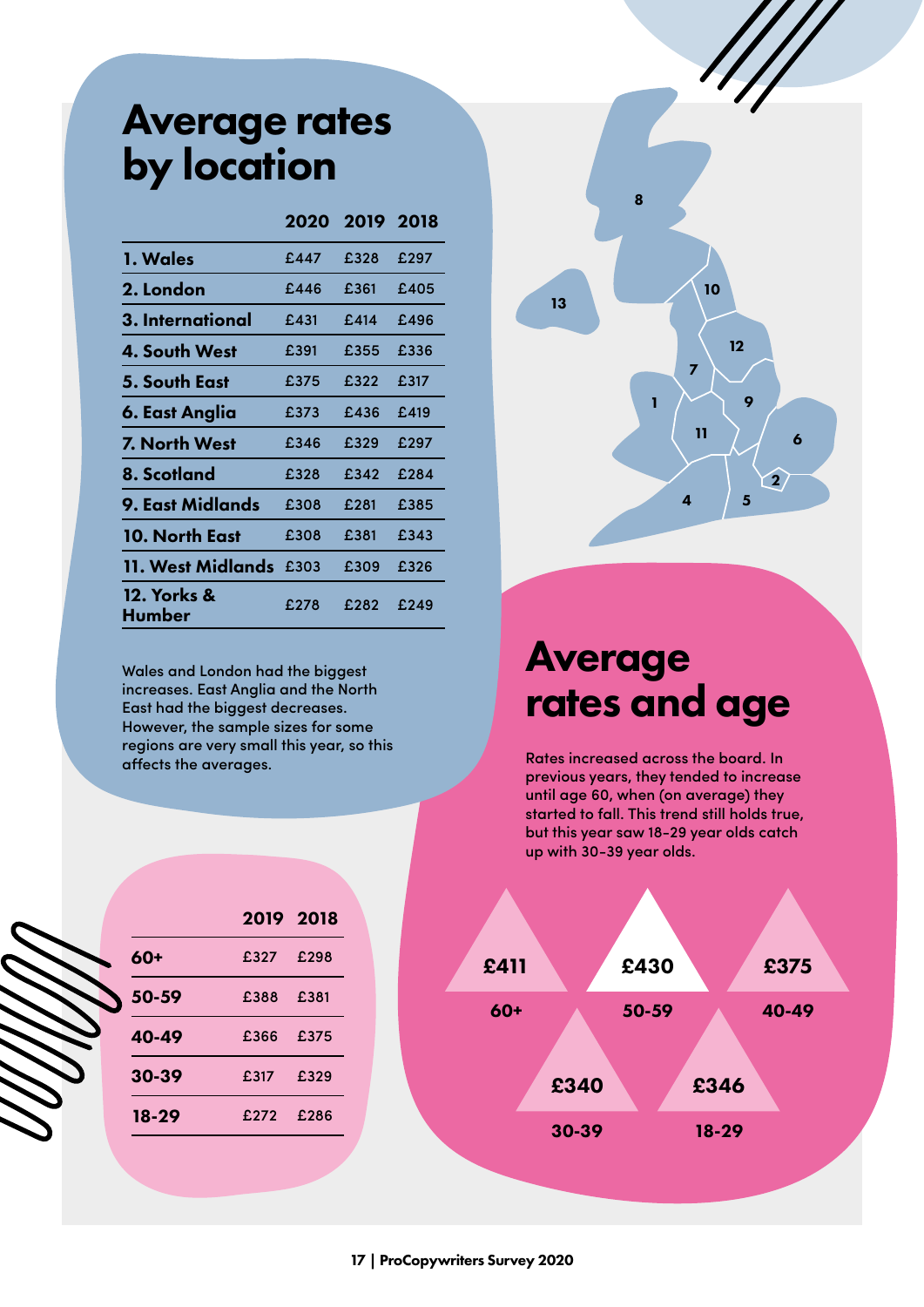# Average rates by location

| | 2020 | 2019 | 2018 |
|---|---|---|---|
| **1. Wales** | £447 | £328 | £297 |
| **2. London** | £446 | £361 | £405 |
| **3. International** | £431 | £414 | £496 |
| **4. South West** | £391 | £355 | £336 |
| **5. South East** | £375 | £322 | £317 |
| **6. East Anglia** | £373 | £436 | £419 |
| **7. North West** | £346 | £329 | £297 |
| **8. Scotland** | £328 | £342 | £284 |
| **9. East Midlands** | £308 | £281 | £385 |
| **10. North East** | £308 | £381 | £343 |
| **11. West Midlands** | £303 | £309 | £326 |
| **12. Yorks & Humber** | £278 | £282 | £249 |

Wales and London had the biggest increases. East Anglia and the North East had the biggest decreases. However, the sample sizes for some regions are very small this year, so this affects the averages.

# Average rates and age

Rates increased across the board. In previous years, they tended to increase until age 60, when (on average) they started to fall. This trend still holds true, but this year saw 18-29 year olds catch up with 30-39 year olds.

| Age | 2020 |
|---|---|
| **60+** | £411 |
| **50-59** | £430 |
| **40-49** | £375 |
| **30-39** | £340 |
| **18-29** | £346 |

| | 2019 | 2018 |
|---|---|---|
| **60+** | £327 | £298 |
| **50-59** | £388 | £381 |
| **40-49** | £366 | £375 |
| **30-39** | £317 | £329 |
| **18-29** | £272 | £286 |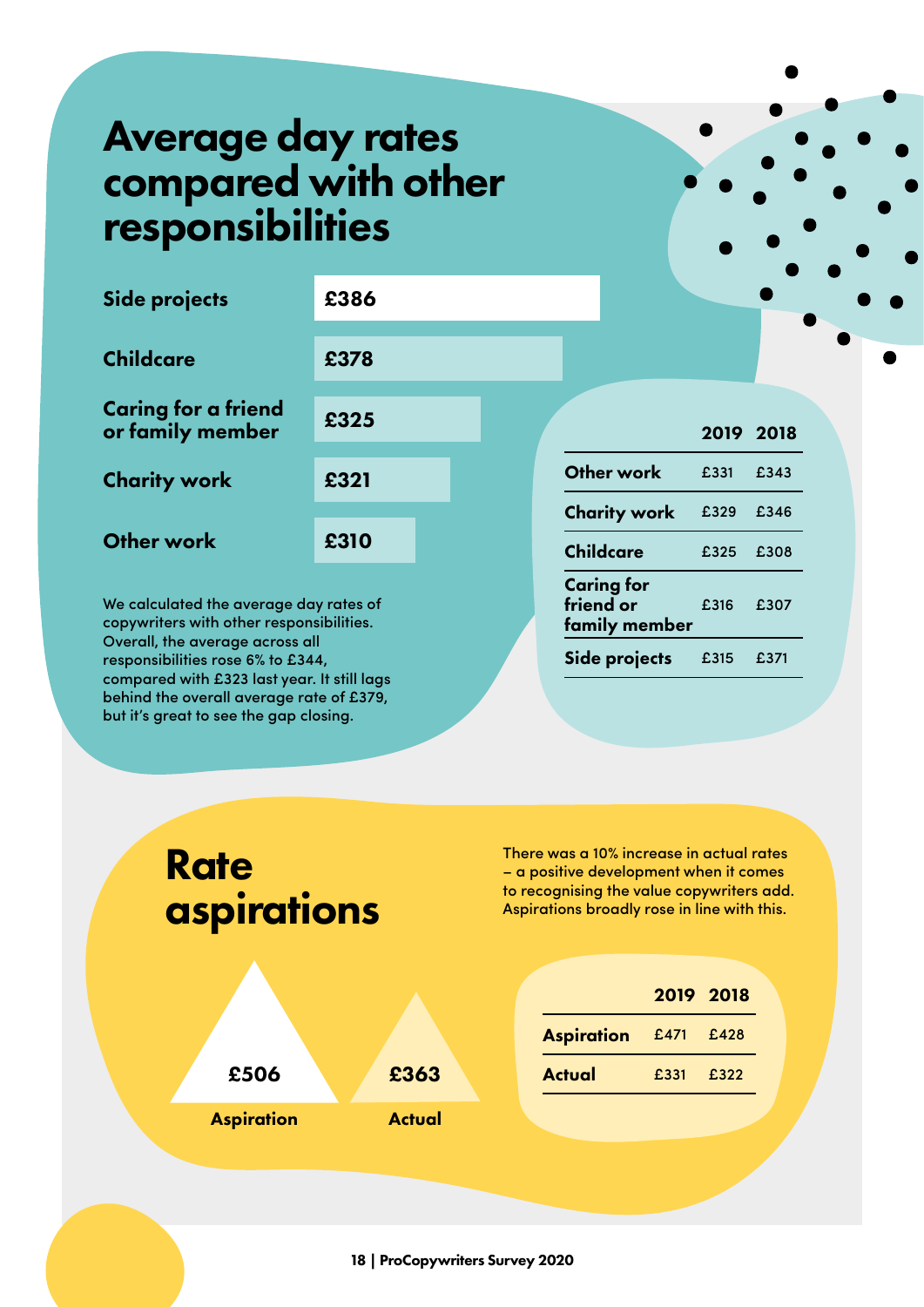# Average day rates compared with other responsibilities

| Responsibility | Average day rate |
| --- | --- |
| Side projects | £386 |
| Childcare | £378 |
| Caring for a friend or family member | £325 |
| Charity work | £321 |
| Other work | £310 |

We calculated the average day rates of copywriters with other responsibilities. Overall, the average across all responsibilities rose 6% to £344, compared with £323 last year. It still lags behind the overall average rate of £379, but it's great to see the gap closing.

| | 2019 | 2018 |
| --- | --- | --- |
| Other work | £331 | £343 |
| Charity work | £329 | £346 |
| Childcare | £325 | £308 |
| Caring for friend or family member | £316 | £307 |
| Side projects | £315 | £371 |

# Rate aspirations

There was a 10% increase in actual rates – a positive development when it comes to recognising the value copywriters add. Aspirations broadly rose in line with this.

| | |
| --- | --- |
| Aspiration | £506 |
| Actual | £363 |

| | 2019 | 2018 |
| --- | --- | --- |
| Aspiration | £471 | £428 |
| Actual | £331 | £322 |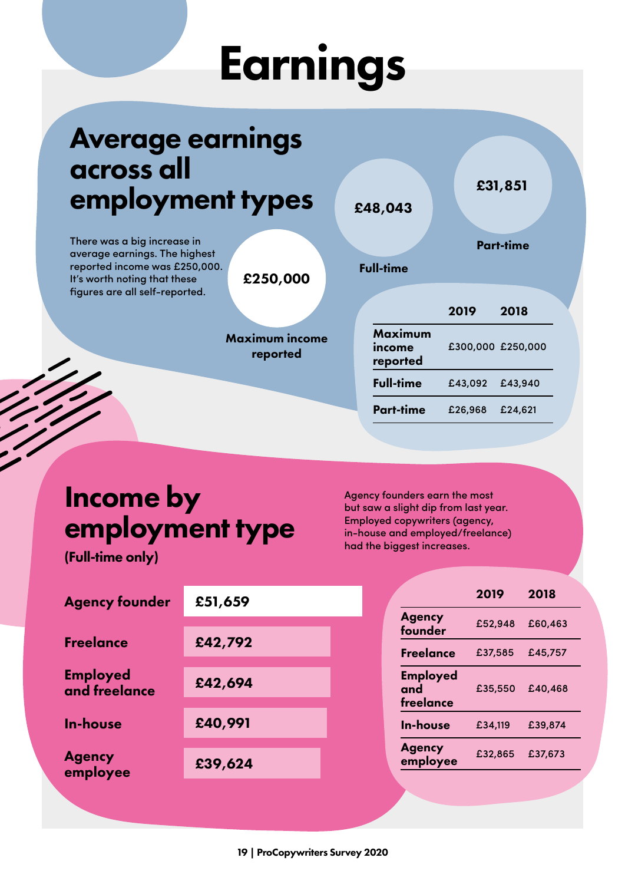# Earnings

## Average earnings across all employment types

There was a big increase in average earnings. The highest reported income was £250,000. It's worth noting that these figures are all self-reported.

**£250,000**
Maximum income reported

**£48,043**
Full-time

**£31,851**
Part-time

| | 2019 | 2018 |
|---|---|---|
| **Maximum income reported** | £300,000 | £250,000 |
| **Full-time** | £43,092 | £43,940 |
| **Part-time** | £26,968 | £24,621 |

## Income by employment type

**(Full-time only)**

Agency founders earn the most but saw a slight dip from last year. Employed copywriters (agency, in-house and employed/freelance) had the biggest increases.

| | |
|---|---|
| **Agency founder** | £51,659 |
| **Freelance** | £42,792 |
| **Employed and freelance** | £42,694 |
| **In-house** | £40,991 |
| **Agency employee** | £39,624 |

| | 2019 | 2018 |
|---|---|---|
| **Agency founder** | £52,948 | £60,463 |
| **Freelance** | £37,585 | £45,757 |
| **Employed and freelance** | £35,550 | £40,468 |
| **In-house** | £34,119 | £39,874 |
| **Agency employee** | £32,865 | £37,673 |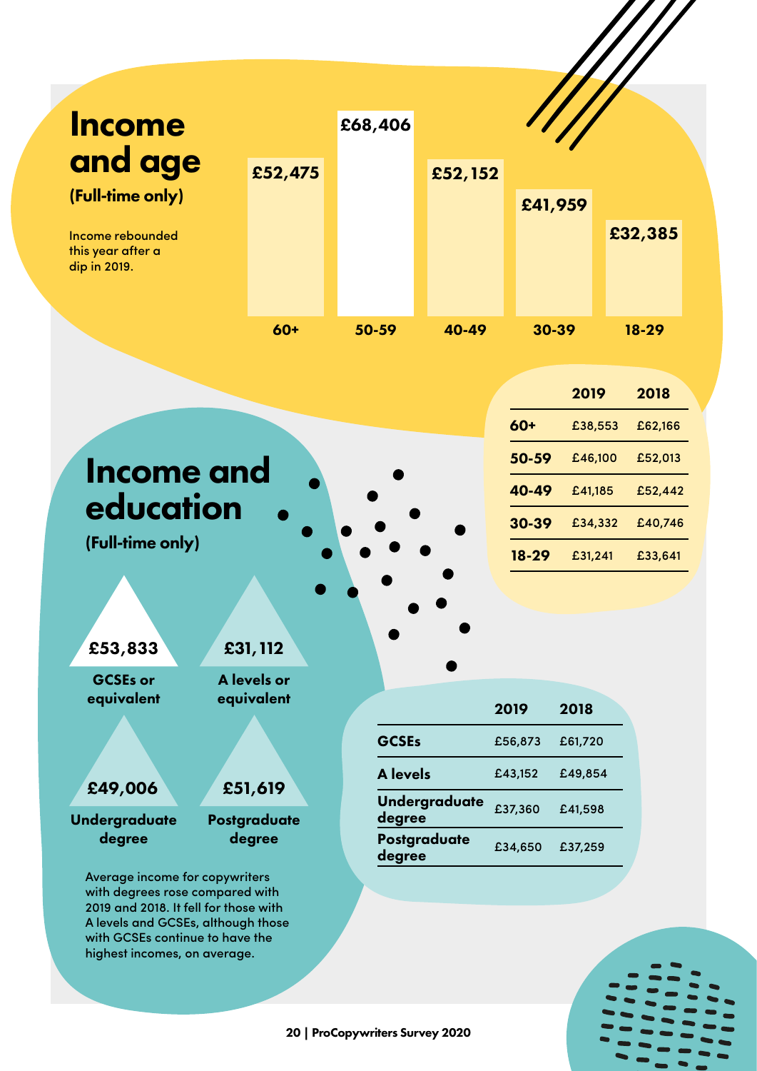# Income and age

**(Full-time only)**

Income rebounded this year after a dip in 2019.

| 60+ | 50-59 | 40-49 | 30-39 | 18-29 |
|---|---|---|---|---|
| £52,475 | £68,406 | £52,152 | £41,959 | £32,385 |

| | 2019 | 2018 |
|---|---|---|
| **60+** | £38,553 | £62,166 |
| **50-59** | £46,100 | £52,013 |
| **40-49** | £41,185 | £52,442 |
| **30-39** | £34,332 | £40,746 |
| **18-29** | £31,241 | £33,641 |

# Income and education

**(Full-time only)**

| GCSEs or equivalent | A levels or equivalent | Undergraduate degree | Postgraduate degree |
|---|---|---|---|
| £53,833 | £31,112 | £49,006 | £51,619 |

Average income for copywriters with degrees rose compared with 2019 and 2018. It fell for those with A levels and GCSEs, although those with GCSEs continue to have the highest incomes, on average.

| | 2019 | 2018 |
|---|---|---|
| **GCSEs** | £56,873 | £61,720 |
| **A levels** | £43,152 | £49,854 |
| **Undergraduate degree** | £37,360 | £41,598 |
| **Postgraduate degree** | £34,650 | £37,259 |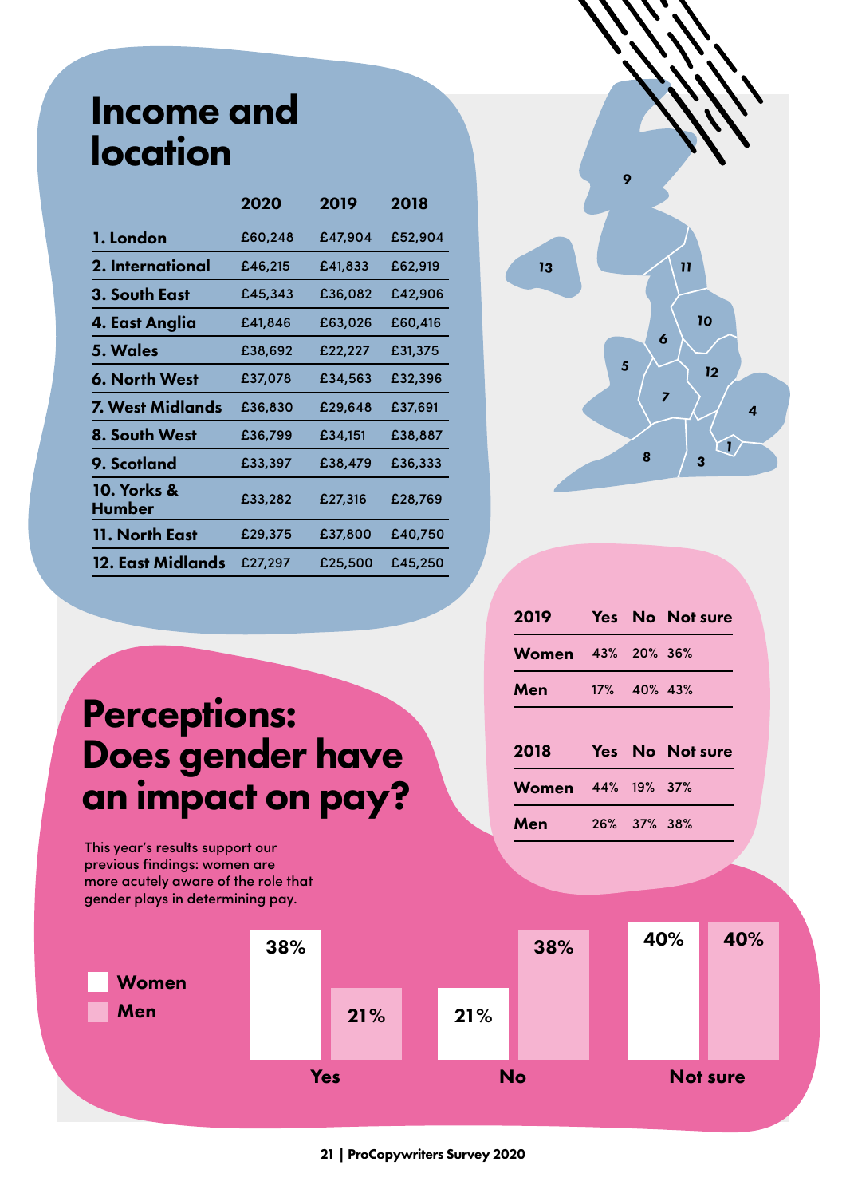# Income and location

| | 2020 | 2019 | 2018 |
|---|---|---|---|
| 1. London | £60,248 | £47,904 | £52,904 |
| 2. International | £46,215 | £41,833 | £62,919 |
| 3. South East | £45,343 | £36,082 | £42,906 |
| 4. East Anglia | £41,846 | £63,026 | £60,416 |
| 5. Wales | £38,692 | £22,227 | £31,375 |
| 6. North West | £37,078 | £34,563 | £32,396 |
| 7. West Midlands | £36,830 | £29,648 | £37,691 |
| 8. South West | £36,799 | £34,151 | £38,887 |
| 9. Scotland | £33,397 | £38,479 | £36,333 |
| 10. Yorks & Humber | £33,282 | £27,316 | £28,769 |
| 11. North East | £29,375 | £37,800 | £40,750 |
| 12. East Midlands | £27,297 | £25,500 | £45,250 |

# Perceptions: Does gender have an impact on pay?

This year's results support our previous findings: women are more acutely aware of the role that gender plays in determining pay.

| | Yes | No | Not sure |
|---|---|---|---|
| Women | 38% | 21% | 40% |
| Men | 21% | 38% | 40% |

| 2019 | Yes | No | Not sure |
|---|---|---|---|
| Women | 43% | 20% | 36% |
| Men | 17% | 40% | 43% |

| 2018 | Yes | No | Not sure |
|---|---|---|---|
| Women | 44% | 19% | 37% |
| Men | 26% | 37% | 38% |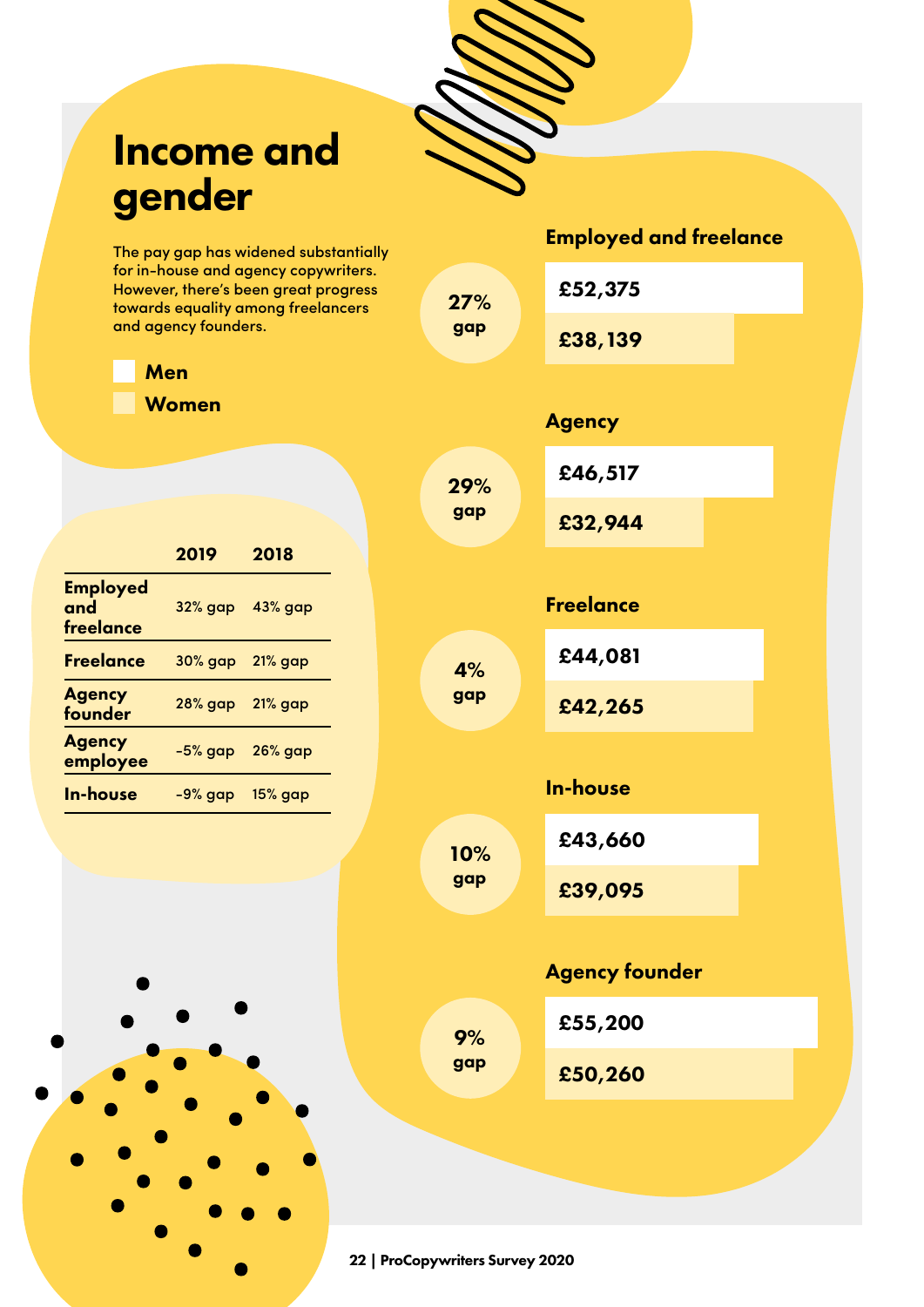# Income and gender

The pay gap has widened substantially for in-house and agency copywriters. However, there's been great progress towards equality among freelancers and agency founders.

Men

Women

| | 2019 | 2018 |
|---|---|---|
| **Employed and freelance** | 32% gap | 43% gap |
| **Freelance** | 30% gap | 21% gap |
| **Agency founder** | 28% gap | 21% gap |
| **Agency employee** | -5% gap | 26% gap |
| **In-house** | -9% gap | 15% gap |

### Employed and freelance

27% gap

| Men | Women |
|---|---|
| £52,375 | £38,139 |

### Agency

29% gap

| Men | Women |
|---|---|
| £46,517 | £32,944 |

### Freelance

4% gap

| Men | Women |
|---|---|
| £44,081 | £42,265 |

### In-house

10% gap

| Men | Women |
|---|---|
| £43,660 | £39,095 |

### Agency founder

9% gap

| Men | Women |
|---|---|
| £55,200 | £50,260 |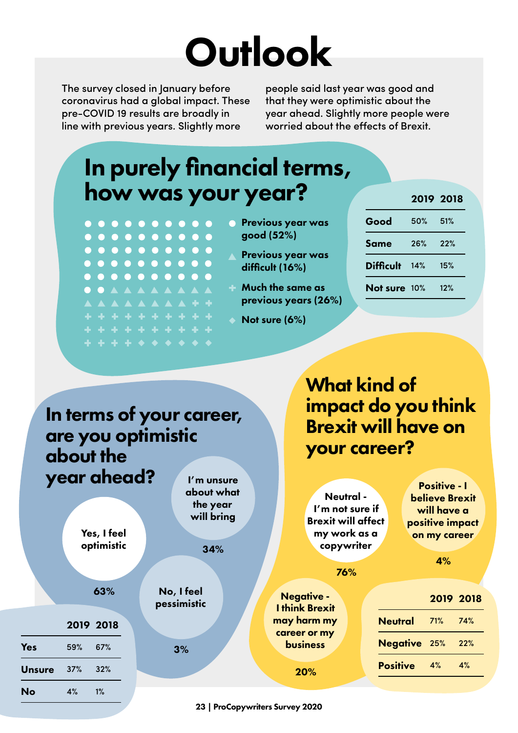# Outlook

The survey closed in January before coronavirus had a global impact. These pre-COVID 19 results are broadly in line with previous years. Slightly more people said last year was good and that they were optimistic about the year ahead. Slightly more people were worried about the effects of Brexit.

## In purely financial terms, how was your year?

- Previous year was good (52%)
- Previous year was difficult (16%)
- Much the same as previous years (26%)
- Not sure (6%)

| | 2019 | 2018 |
|---|---|---|
| Good | 50% | 51% |
| Same | 26% | 22% |
| Difficult | 14% | 15% |
| Not sure | 10% | 12% |

## In terms of your career, are you optimistic about the year ahead?

- Yes, I feel optimistic: 63%
- I'm unsure about what the year will bring: 34%
- No, I feel pessimistic: 3%

| | 2019 | 2018 |
|---|---|---|
| Yes | 59% | 67% |
| Unsure | 37% | 32% |
| No | 4% | 1% |

## What kind of impact do you think Brexit will have on your career?

- Neutral - I'm not sure if Brexit will affect my work as a copywriter: 76%
- Positive - I believe Brexit will have a positive impact on my career: 4%
- Negative - I think Brexit may harm my career or my business: 20%

| | 2019 | 2018 |
|---|---|---|
| Neutral | 71% | 74% |
| Negative | 25% | 22% |
| Positive | 4% | 4% |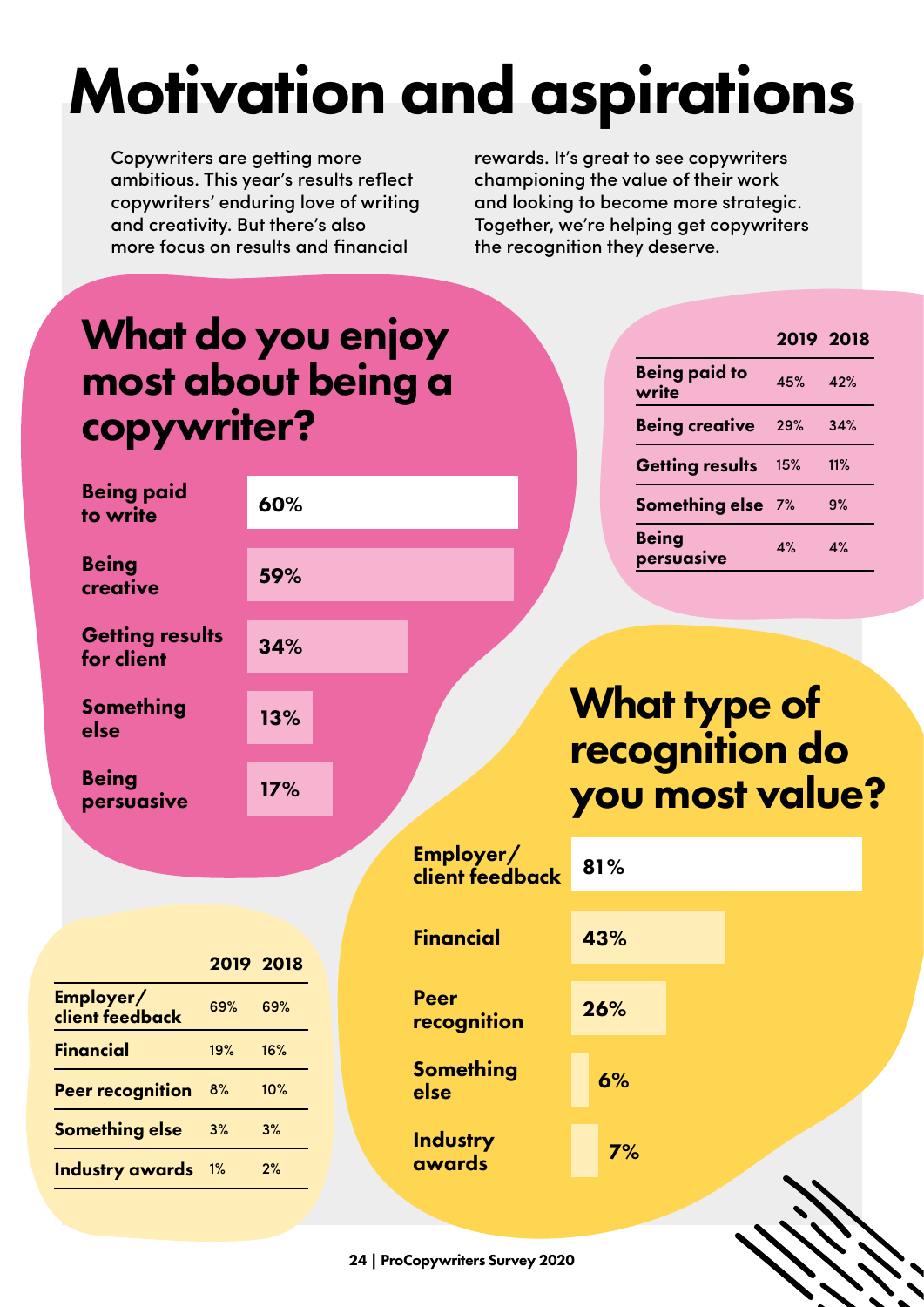# Motivation and aspirations

Copywriters are getting more ambitious. This year's results reflect copywriters' enduring love of writing and creativity. But there's also more focus on results and financial rewards. It's great to see copywriters championing the value of their work and looking to become more strategic. Together, we're helping get copywriters the recognition they deserve.

## What do you enjoy most about being a copywriter?

| Response | % |
|---|---|
| Being paid to write | 60% |
| Being creative | 59% |
| Getting results for client | 34% |
| Something else | 13% |
| Being persuasive | 17% |

| | 2019 | 2018 |
|---|---|---|
| Being paid to write | 45% | 42% |
| Being creative | 29% | 34% |
| Getting results | 15% | 11% |
| Something else | 7% | 9% |
| Being persuasive | 4% | 4% |

## What type of recognition do you most value?

| Response | % |
|---|---|
| Employer/ client feedback | 81% |
| Financial | 43% |
| Peer recognition | 26% |
| Something else | 6% |
| Industry awards | 7% |

| | 2019 | 2018 |
|---|---|---|
| Employer/ client feedback | 69% | 69% |
| Financial | 19% | 16% |
| Peer recognition | 8% | 10% |
| Something else | 3% | 3% |
| Industry awards | 1% | 2% |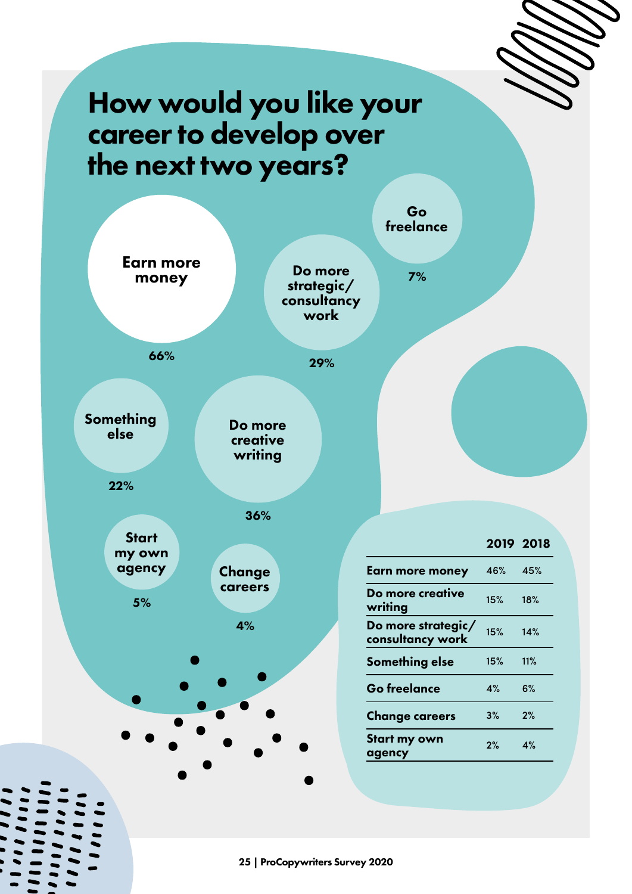# How would you like your career to develop over the next two years?

- Earn more money: 66%
- Do more strategic/consultancy work: 29%
- Go freelance: 7%
- Something else: 22%
- Do more creative writing: 36%
- Start my own agency: 5%
- Change careers: 4%

| | 2019 | 2018 |
|---|---|---|
| Earn more money | 46% | 45% |
| Do more creative writing | 15% | 18% |
| Do more strategic/ consultancy work | 15% | 14% |
| Something else | 15% | 11% |
| Go freelance | 4% | 6% |
| Change careers | 3% | 2% |
| Start my own agency | 2% | 4% |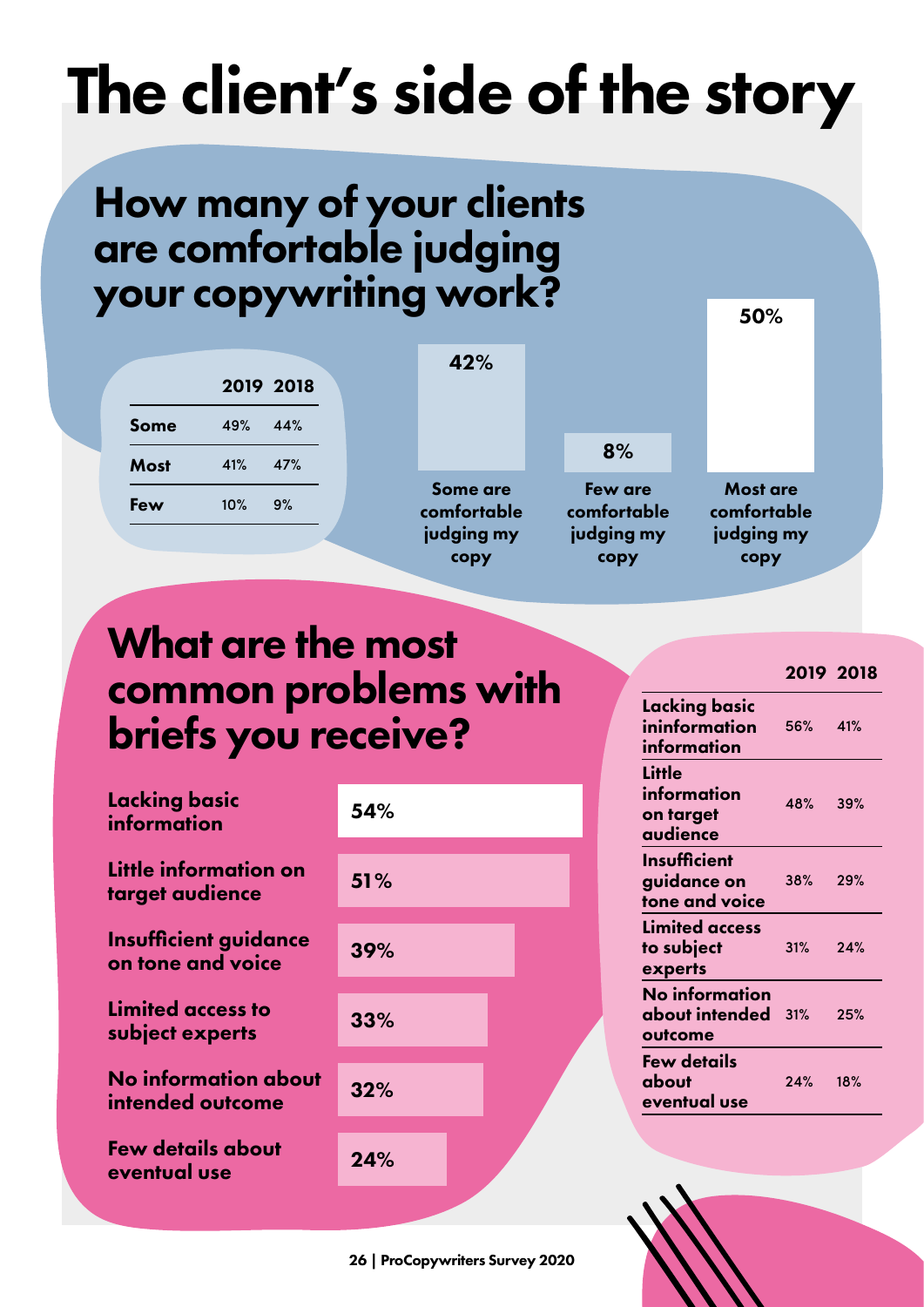# The client's side of the story

## How many of your clients are comfortable judging your copywriting work?

| | 2019 | 2018 |
|---|---|---|
| Some | 49% | 44% |
| Most | 41% | 47% |
| Few | 10% | 9% |

| Response | % |
|---|---|
| Some are comfortable judging my copy | 42% |
| Few are comfortable judging my copy | 8% |
| Most are comfortable judging my copy | 50% |

## What are the most common problems with briefs you receive?

| Problem | % |
|---|---|
| Lacking basic information | 54% |
| Little information on target audience | 51% |
| Insufficient guidance on tone and voice | 39% |
| Limited access to subject experts | 33% |
| No information about intended outcome | 32% |
| Few details about eventual use | 24% |

| | 2019 | 2018 |
|---|---|---|
| Lacking basic ininformation information | 56% | 41% |
| Little information on target audience | 48% | 39% |
| Insufficient guidance on tone and voice | 38% | 29% |
| Limited access to subject experts | 31% | 24% |
| No information about intended outcome | 31% | 25% |
| Few details about eventual use | 24% | 18% |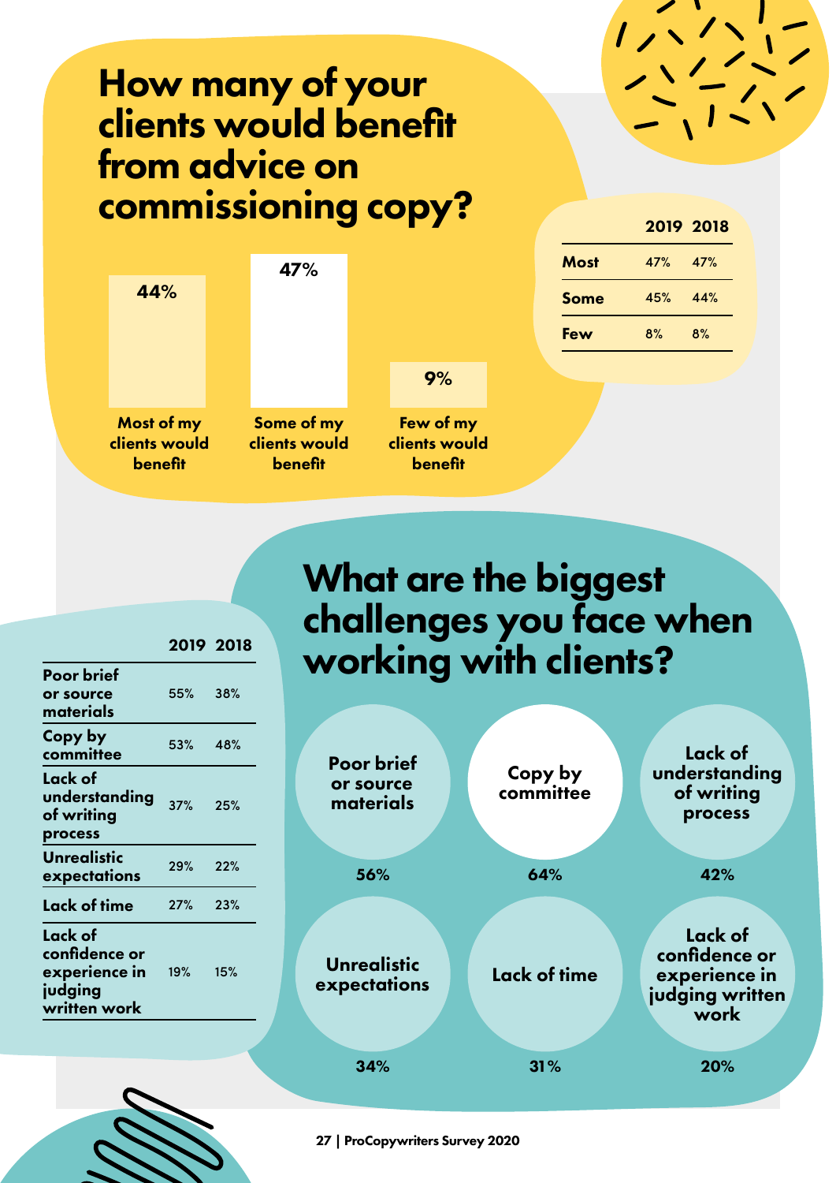# How many of your clients would benefit from advice on commissioning copy?

| Most of my clients would benefit | Some of my clients would benefit | Few of my clients would benefit |
|---|---|---|
| 44% | 47% | 9% |

| | 2019 | 2018 |
|---|---|---|
| **Most** | 47% | 47% |
| **Some** | 45% | 44% |
| **Few** | 8% | 8% |

# What are the biggest challenges you face when working with clients?

| Challenge | % |
|---|---|
| Poor brief or source materials | 56% |
| Copy by committee | 64% |
| Lack of understanding of writing process | 42% |
| Unrealistic expectations | 34% |
| Lack of time | 31% |
| Lack of confidence or experience in judging written work | 20% |

| | 2019 | 2018 |
|---|---|---|
| **Poor brief or source materials** | 55% | 38% |
| **Copy by committee** | 53% | 48% |
| **Lack of understanding of writing process** | 37% | 25% |
| **Unrealistic expectations** | 29% | 22% |
| **Lack of time** | 27% | 23% |
| **Lack of confidence or experience in judging written work** | 19% | 15% |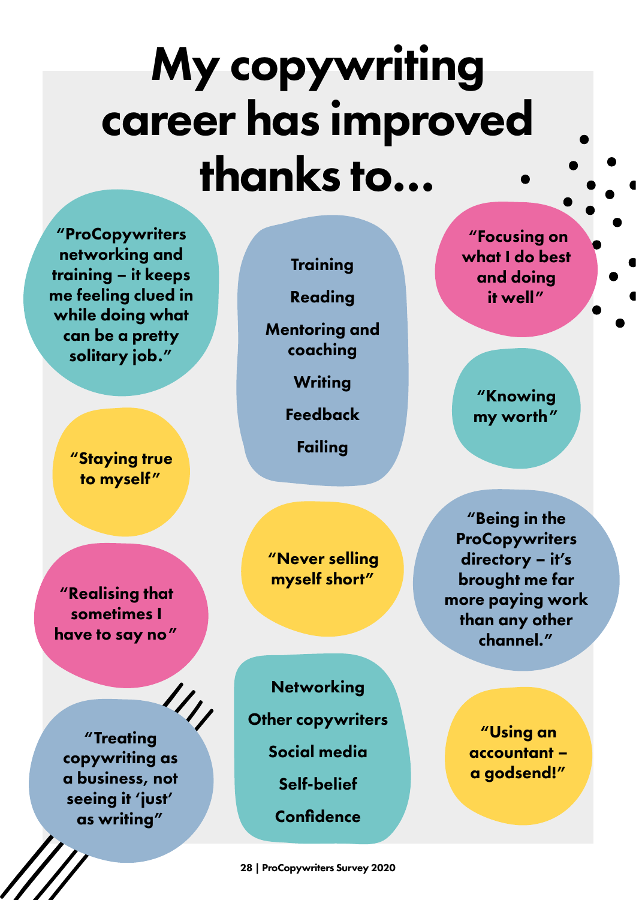# My copywriting career has improved thanks to...

"ProCopywriters networking and training – it keeps me feeling clued in while doing what can be a pretty solitary job."

"Staying true to myself"

"Realising that sometimes I have to say no"

"Treating copywriting as a business, not seeing it 'just' as writing"

- Training
- Reading
- Mentoring and coaching
- Writing
- Feedback
- Failing

"Never selling myself short"

- Networking
- Other copywriters
- Social media
- Self-belief
- Confidence

"Focusing on what I do best and doing it well"

"Knowing my worth"

"Being in the ProCopywriters directory – it's brought me far more paying work than any other channel."

"Using an accountant – a godsend!"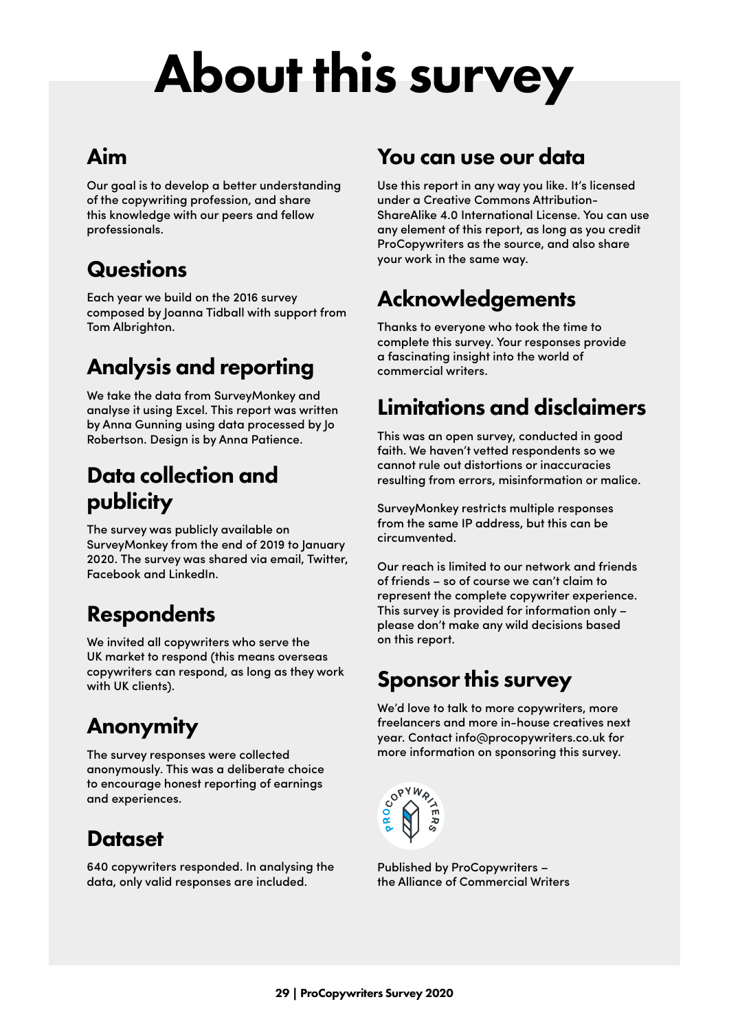# About this survey

## Aim

Our goal is to develop a better understanding of the copywriting profession, and share this knowledge with our peers and fellow professionals.

## Questions

Each year we build on the 2016 survey composed by Joanna Tidball with support from Tom Albrighton.

## Analysis and reporting

We take the data from SurveyMonkey and analyse it using Excel. This report was written by Anna Gunning using data processed by Jo Robertson. Design is by Anna Patience.

## Data collection and publicity

The survey was publicly available on SurveyMonkey from the end of 2019 to January 2020. The survey was shared via email, Twitter, Facebook and LinkedIn.

## Respondents

We invited all copywriters who serve the UK market to respond (this means overseas copywriters can respond, as long as they work with UK clients).

## Anonymity

The survey responses were collected anonymously. This was a deliberate choice to encourage honest reporting of earnings and experiences.

## Dataset

640 copywriters responded. In analysing the data, only valid responses are included.

## You can use our data

Use this report in any way you like. It's licensed under a Creative Commons Attribution-ShareAlike 4.0 International License. You can use any element of this report, as long as you credit ProCopywriters as the source, and also share your work in the same way.

## Acknowledgements

Thanks to everyone who took the time to complete this survey. Your responses provide a fascinating insight into the world of commercial writers.

## Limitations and disclaimers

This was an open survey, conducted in good faith. We haven't vetted respondents so we cannot rule out distortions or inaccuracies resulting from errors, misinformation or malice.

SurveyMonkey restricts multiple responses from the same IP address, but this can be circumvented.

Our reach is limited to our network and friends of friends – so of course we can't claim to represent the complete copywriter experience. This survey is provided for information only – please don't make any wild decisions based on this report.

## Sponsor this survey

We'd love to talk to more copywriters, more freelancers and more in-house creatives next year. Contact info@procopywriters.co.uk for more information on sponsoring this survey.

Published by ProCopywriters – the Alliance of Commercial Writers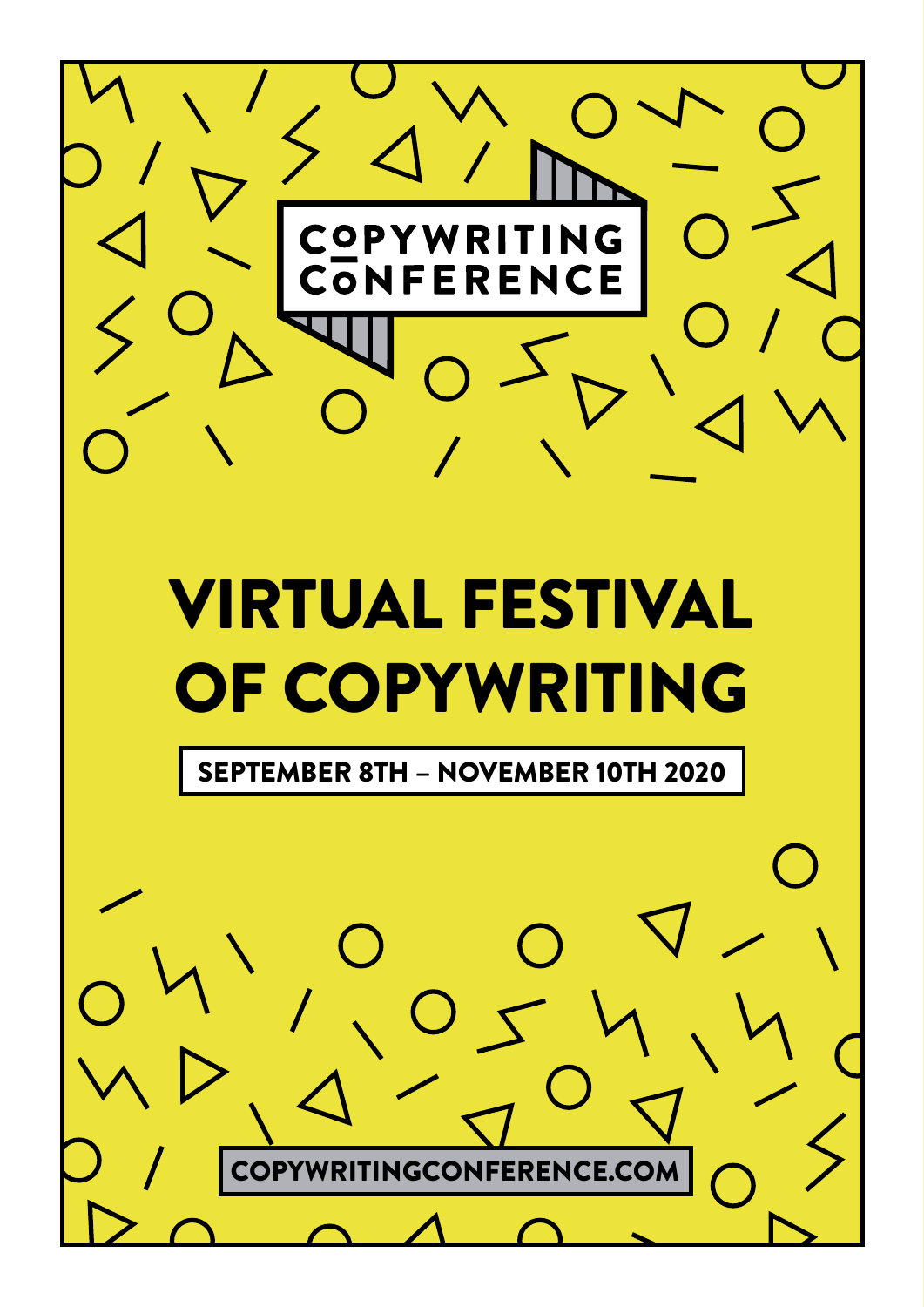COPYWRITING CONFERENCE

# VIRTUAL FESTIVAL OF COPYWRITING

**SEPTEMBER 8TH – NOVEMBER 10TH 2020**

COPYWRITINGCONFERENCE.COM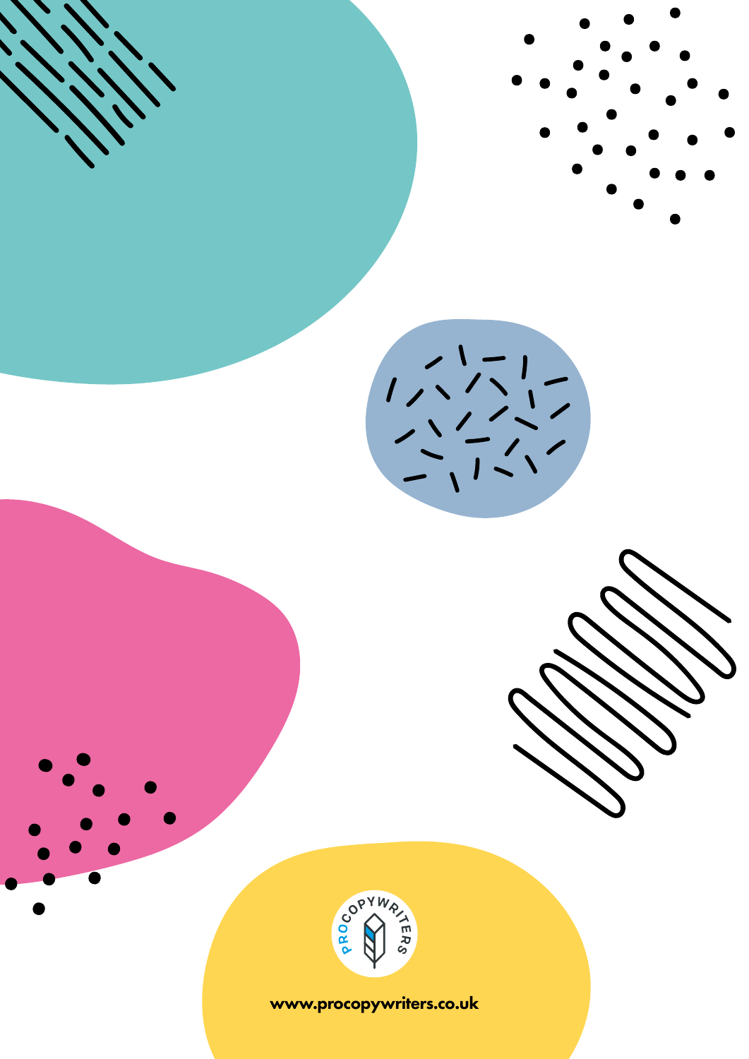PROCOPYWRITERS

www.procopywriters.co.uk